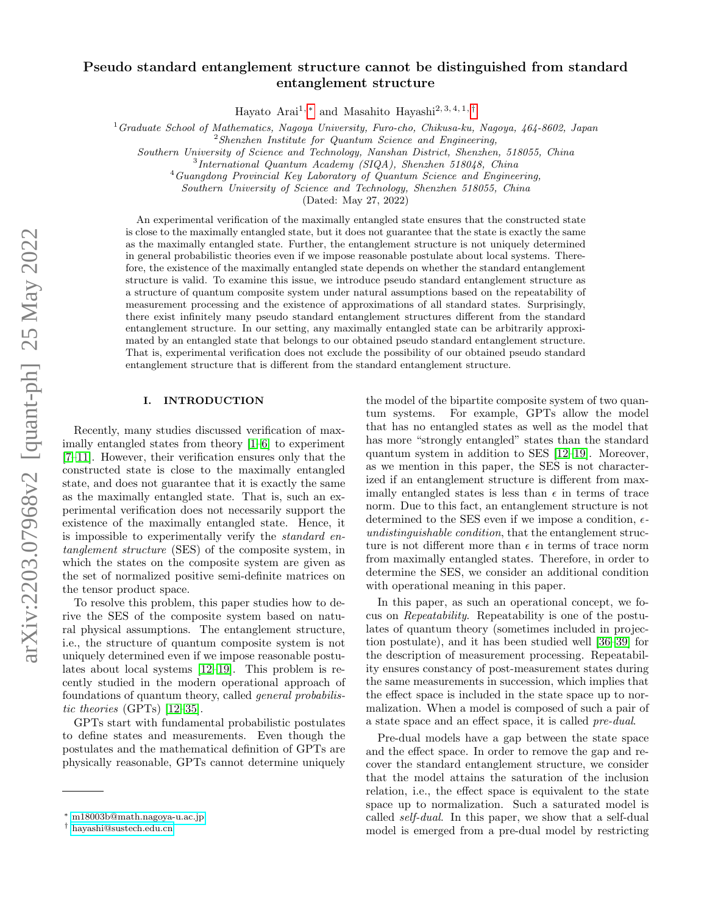# Pseudo standard entanglement structure cannot be distinguished from standard entanglement structure

Hayato Arai[1,*] and Masahito Hayashi[2,3,4,1,†]

[1] *Graduate School of Mathematics, Nagoya University, Furo-cho, Chikusa-ku, Nagoya, 464-8602, Japan*
[2] *Shenzhen Institute for Quantum Science and Engineering, Southern University of Science and Technology, Nanshan District, Shenzhen, 518055, China*
[3] *International Quantum Academy (SIQA), Shenzhen 518048, China*
[4] *Guangdong Provincial Key Laboratory of Quantum Science and Engineering, Southern University of Science and Technology, Shenzhen 518055, China*

(Dated: May 27, 2022)

An experimental verification of the maximally entangled state ensures that the constructed state is close to the maximally entangled state, but it does not guarantee that the state is exactly the same as the maximally entangled state. Further, the entanglement structure is not uniquely determined in general probabilistic theories even if we impose reasonable postulate about local systems. Therefore, the existence of the maximally entangled state depends on whether the standard entanglement structure is valid. To examine this issue, we introduce pseudo standard entanglement structure as a structure of quantum composite system under natural assumptions based on the repeatability of measurement processing and the existence of approximations of all standard states. Surprisingly, there exist infinitely many pseudo standard entanglement structures different from the standard entanglement structure. In our setting, any maximally entangled state can be arbitrarily approximated by an entangled state that belongs to our obtained pseudo standard entanglement structure. That is, experimental verification does not exclude the possibility of our obtained pseudo standard entanglement structure that is different from the standard entanglement structure.

## I. INTRODUCTION

Recently, many studies discussed verification of maximally entangled states from theory [1–6] to experiment [7–11]. However, their verification ensures only that the constructed state is close to the maximally entangled state, and does not guarantee that it is exactly the same as the maximally entangled state. That is, such an experimental verification does not necessarily support the existence of the maximally entangled state. Hence, it is impossible to experimentally verify the *standard entanglement structure* (SES) of the composite system, in which the states on the composite system are given as the set of normalized positive semi-definite matrices on the tensor product space.

To resolve this problem, this paper studies how to derive the SES of the composite system based on natural physical assumptions. The entanglement structure, i.e., the structure of quantum composite system is not uniquely determined even if we impose reasonable postulates about local systems [12–19]. This problem is recently studied in the modern operational approach of foundations of quantum theory, called *general probabilistic theories* (GPTs) [12–35].

GPTs start with fundamental probabilistic postulates to define states and measurements. Even though the postulates and the mathematical definition of GPTs are physically reasonable, GPTs cannot determine uniquely the model of the bipartite composite system of two quantum systems. For example, GPTs allow the model that has no entangled states as well as the model that has more "strongly entangled" states than the standard quantum system in addition to SES [12–19]. Moreover, as we mention in this paper, the SES is not characterized if an entanglement structure is different from maximally entangled states is less than $\epsilon$ in terms of trace norm. Due to this fact, an entanglement structure is not determined to the SES even if we impose a condition, $\epsilon$-*undistinguishable condition*, that the entanglement structure is not different more than $\epsilon$ in terms of trace norm from maximally entangled states. Therefore, in order to determine the SES, we consider an additional condition with operational meaning in this paper.

In this paper, as such an operational concept, we focus on *Repeatability*. Repeatability is one of the postulates of quantum theory (sometimes included in projection postulate), and it has been studied well [36–39] for the description of measurement processing. Repeatability ensures constancy of post-measurement states during the same measurements in succession, which implies that the effect space is included in the state space up to normalization. When a model is composed of such a pair of a state space and an effect space, it is called *pre-dual*.

Pre-dual models have a gap between the state space and the effect space. In order to remove the gap and recover the standard entanglement structure, we consider that the model attains the saturation of the inclusion relation, i.e., the effect space is equivalent to the state space up to normalization. Such a saturated model is called *self-dual*. In this paper, we show that a self-dual model is emerged from a pre-dual model by restricting

---

* m18003b@math.nagoya-u.ac.jp
† hayashi@sustech.edu.cn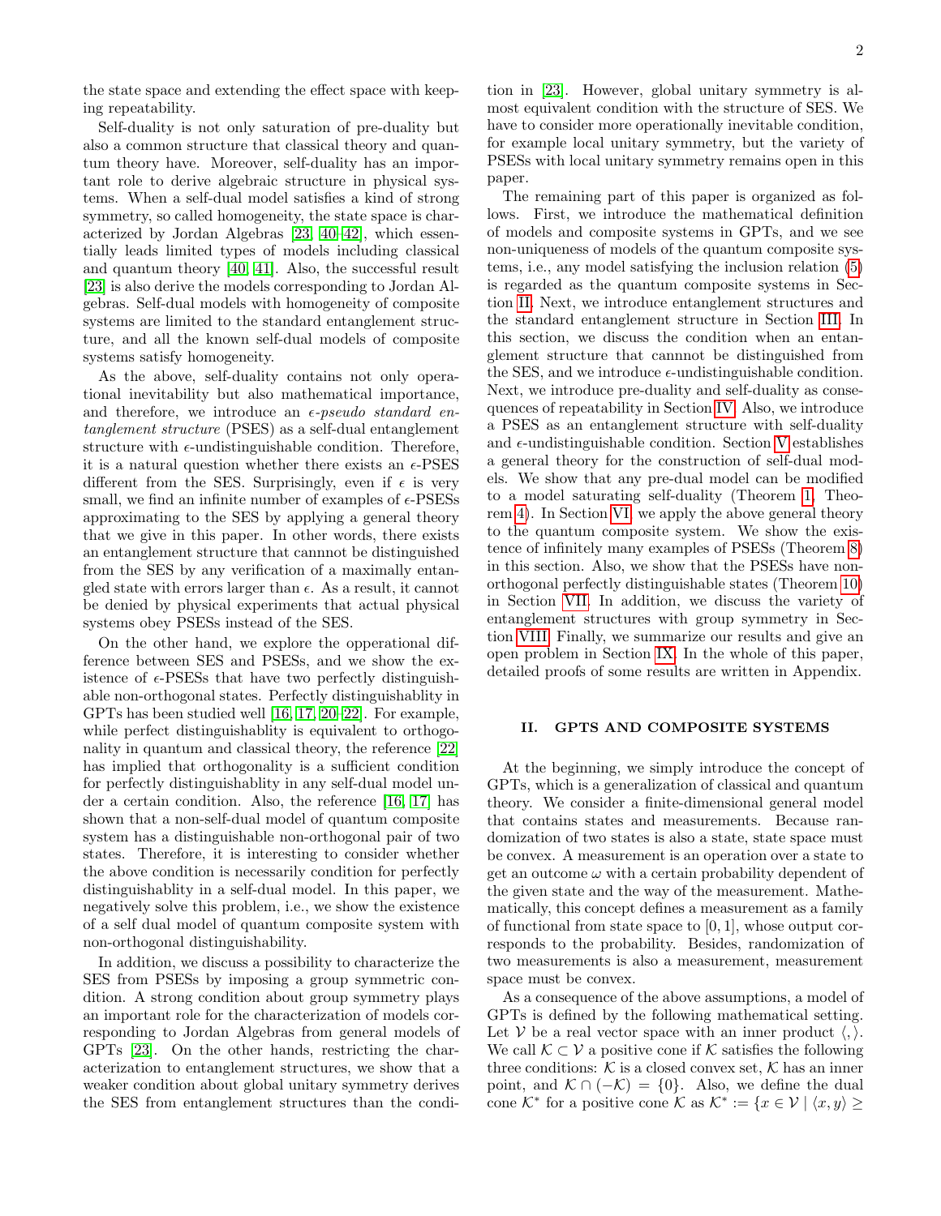the state space and extending the effect space with keeping repeatability.

Self-duality is not only saturation of pre-duality but also a common structure that classical theory and quantum theory have. Moreover, self-duality has an important role to derive algebraic structure in physical systems. When a self-dual model satisfies a kind of strong symmetry, so called homogeneity, the state space is characterized by Jordan Algebras [23, 40–42], which essentially leads limited types of models including classical and quantum theory [40, 41]. Also, the successful result [23] is also derive the models corresponding to Jordan Algebras. Self-dual models with homogeneity of composite systems are limited to the standard entanglement structure, and all the known self-dual models of composite systems satisfy homogeneity.

As the above, self-duality contains not only operational inevitability but also mathematical importance, and therefore, we introduce an $\epsilon$-*pseudo standard entanglement structure* (PSES) as a self-dual entanglement structure with $\epsilon$-undistinguishable condition. Therefore, it is a natural question whether there exists an $\epsilon$-PSES different from the SES. Surprisingly, even if $\epsilon$ is very small, we find an infinite number of examples of $\epsilon$-PSESs approximating to the SES by applying a general theory that we give in this paper. In other words, there exists an entanglement structure that cannnot be distinguished from the SES by any verification of a maximally entangled state with errors larger than $\epsilon$. As a result, it cannot be denied by physical experiments that actual physical systems obey PSESs instead of the SES.

On the other hand, we explore the opperational difference between SES and PSESs, and we show the existence of $\epsilon$-PSESs that have two perfectly distinguishable non-orthogonal states. Perfectly distinguishablity in GPTs has been studied well [16, 17, 20–22]. For example, while perfect distinguishablity is equivalent to orthogonality in quantum and classical theory, the reference [22] has implied that orthogonality is a sufficient condition for perfectly distinguishablity in any self-dual model under a certain condition. Also, the reference [16, 17] has shown that a non-self-dual model of quantum composite system has a distinguishable non-orthogonal pair of two states. Therefore, it is interesting to consider whether the above condition is necessarily condition for perfectly distinguishablity in a self-dual model. In this paper, we negatively solve this problem, i.e., we show the existence of a self dual model of quantum composite system with non-orthogonal distinguishability.

In addition, we discuss a possibility to characterize the SES from PSESs by imposing a group symmetric condition. A strong condition about group symmetry plays an important role for the characterization of models corresponding to Jordan Algebras from general models of GPTs [23]. On the other hands, restricting the characterization to entanglement structures, we show that a weaker condition about global unitary symmetry derives the SES from entanglement structures than the condition in [23]. However, global unitary symmetry is almost equivalent condition with the structure of SES. We have to consider more operationally inevitable condition, for example local unitary symmetry, but the variety of PSESs with local unitary symmetry remains open in this paper.

The remaining part of this paper is organized as follows. First, we introduce the mathematical definition of models and composite systems in GPTs, and we see non-uniqueness of models of the quantum composite systems, i.e., any model satisfying the inclusion relation (5) is regarded as the quantum composite systems in Section II. Next, we introduce entanglement structures and the standard entanglement structure in Section III. In this section, we discuss the condition when an entanglement structure that cannnot be distinguished from the SES, and we introduce $\epsilon$-undistinguishable condition. Next, we introduce pre-duality and self-duality as consequences of repeatability in Section IV. Also, we introduce a PSES as an entanglement structure with self-duality and $\epsilon$-undistinguishable condition. Section V establishes a general theory for the construction of self-dual models. We show that any pre-dual model can be modified to a model saturating self-duality (Theorem 1, Theorem 4). In Section VI, we apply the above general theory to the quantum composite system. We show the existence of infinitely many examples of PSESs (Theorem 8) in this section. Also, we show that the PSESs have non-orthogonal perfectly distinguishable states (Theorem 10) in Section VII. In addition, we discuss the variety of entanglement structures with group symmetry in Section VIII. Finally, we summarize our results and give an open problem in Section IX. In the whole of this paper, detailed proofs of some results are written in Appendix.

## II. GPTS AND COMPOSITE SYSTEMS

At the beginning, we simply introduce the concept of GPTs, which is a generalization of classical and quantum theory. We consider a finite-dimensional general model that contains states and measurements. Because randomization of two states is also a state, state space must be convex. A measurement is an operation over a state to get an outcome $\omega$ with a certain probability dependent of the given state and the way of the measurement. Mathematically, this concept defines a measurement as a family of functional from state space to $[0, 1]$, whose output corresponds to the probability. Besides, randomization of two measurements is also a measurement, measurement space must be convex.

As a consequence of the above assumptions, a model of GPTs is defined by the following mathematical setting. Let $\mathcal{V}$ be a real vector space with an inner product $\langle, \rangle$. We call $\mathcal{K} \subset \mathcal{V}$ a positive cone if $\mathcal{K}$ satisfies the following three conditions: $\mathcal{K}$ is a closed convex set, $\mathcal{K}$ has an inner point, and $\mathcal{K} \cap (-\mathcal{K}) = \{0\}$. Also, we define the dual cone $\mathcal{K}^*$ for a positive cone $\mathcal{K}$ as $\mathcal{K}^* := \{x \in \mathcal{V} \mid \langle x, y\rangle \geq$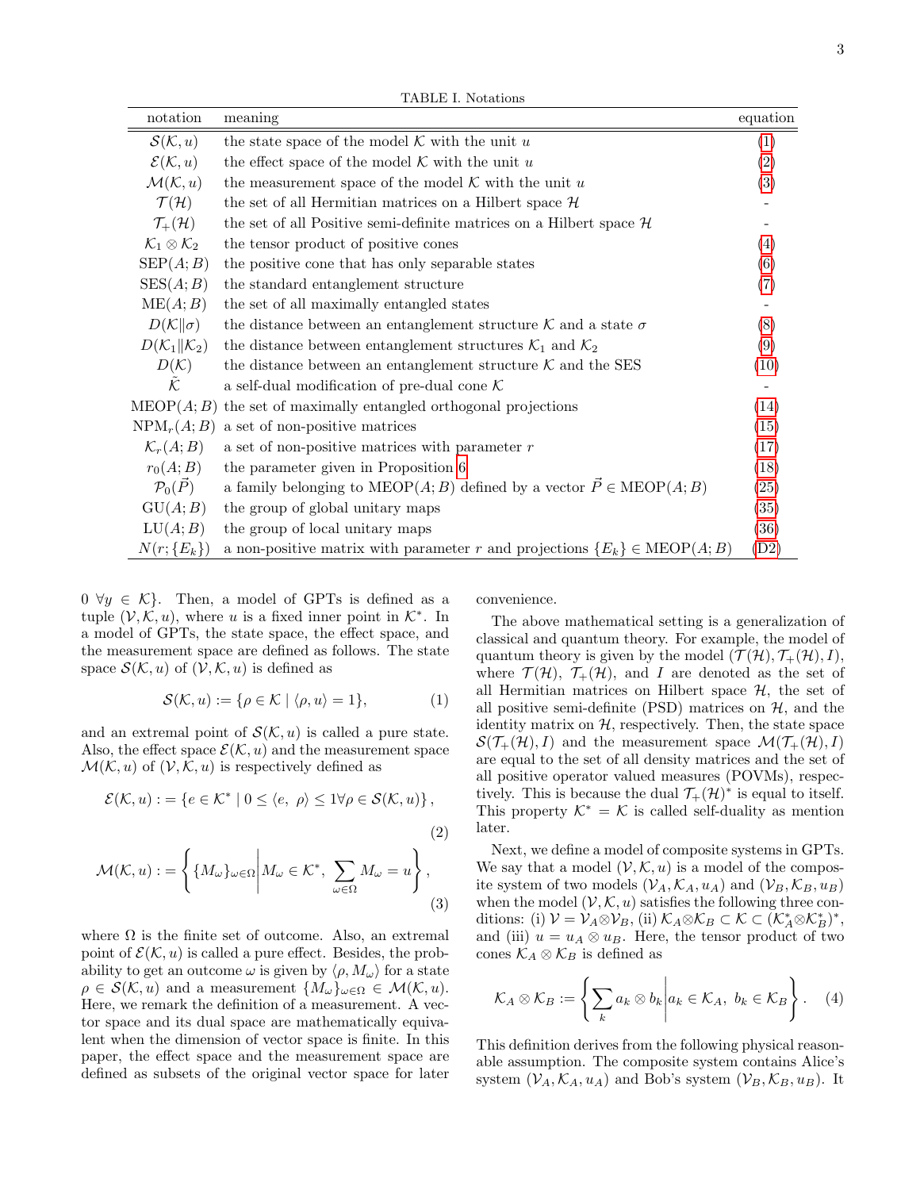TABLE I. Notations

| notation | meaning | equation |
|---|---|---|
| $\mathcal{S}(\mathcal{K},u)$ | the state space of the model $\mathcal{K}$ with the unit $u$ | (1) |
| $\mathcal{E}(\mathcal{K},u)$ | the effect space of the model $\mathcal{K}$ with the unit $u$ | (2) |
| $\mathcal{M}(\mathcal{K},u)$ | the measurement space of the model $\mathcal{K}$ with the unit $u$ | (3) |
| $\mathcal{T}(\mathcal{H})$ | the set of all Hermitian matrices on a Hilbert space $\mathcal{H}$ | - |
| $\mathcal{T}_+(\mathcal{H})$ | the set of all Positive semi-definite matrices on a Hilbert space $\mathcal{H}$ | - |
| $\mathcal{K}_1 \otimes \mathcal{K}_2$ | the tensor product of positive cones | (4) |
| $\mathrm{SEP}(A;B)$ | the positive cone that has only separable states | (6) |
| $\mathrm{SES}(A;B)$ | the standard entanglement structure | (7) |
| $\mathrm{ME}(A;B)$ | the set of all maximally entangled states | - |
| $D(\mathcal{K}\|\sigma)$ | the distance between an entanglement structure $\mathcal{K}$ and a state $\sigma$ | (8) |
| $D(\mathcal{K}_1\|\mathcal{K}_2)$ | the distance between entanglement structures $\mathcal{K}_1$ and $\mathcal{K}_2$ | (9) |
| $D(\mathcal{K})$ | the distance between an entanglement structure $\mathcal{K}$ and the SES | (10) |
| $\tilde{\mathcal{K}}$ | a self-dual modification of pre-dual cone $\mathcal{K}$ | - |
| $\mathrm{MEOP}(A;B)$ | the set of maximally entangled orthogonal projections | (14) |
| $\mathrm{NPM}_r(A;B)$ | a set of non-positive matrices | (15) |
| $\mathcal{K}_r(A;B)$ | a set of non-positive matrices with parameter $r$ | (17) |
| $r_0(A;B)$ | the parameter given in Proposition 6 | (18) |
| $\mathcal{P}_0(\vec{P})$ | a family belonging to $\mathrm{MEOP}(A;B)$ defined by a vector $\vec{P} \in \mathrm{MEOP}(A;B)$ | (25) |
| $\mathrm{GU}(A;B)$ | the group of global unitary maps | (35) |
| $\mathrm{LU}(A;B)$ | the group of local unitary maps | (36) |
| $N(r;\{E_k\})$ | a non-positive matrix with parameter $r$ and projections $\{E_k\} \in \mathrm{MEOP}(A;B)$ | (D2) |

$0\ \forall y \in \mathcal{K}\}$. Then, a model of GPTs is defined as a tuple $(\mathcal{V},\mathcal{K},u)$, where $u$ is a fixed inner point in $\mathcal{K}^*$. In a model of GPTs, the state space, the effect space, and the measurement space are defined as follows. The state space $\mathcal{S}(\mathcal{K},u)$ of $(\mathcal{V},\mathcal{K},u)$ is defined as

$$\mathcal{S}(\mathcal{K},u) := \{\rho \in \mathcal{K} \mid \langle \rho, u\rangle = 1\}, \tag{1}$$

and an extremal point of $\mathcal{S}(\mathcal{K},u)$ is called a pure state. Also, the effect space $\mathcal{E}(\mathcal{K},u)$ and the measurement space $\mathcal{M}(\mathcal{K},u)$ of $(\mathcal{V},\mathcal{K},u)$ is respectively defined as

$$\mathcal{E}(\mathcal{K},u) := \{e \in \mathcal{K}^* \mid 0 \le \langle e,\ \rho\rangle \le 1 \forall \rho \in \mathcal{S}(\mathcal{K},u)\}, \tag{2}$$

$$\mathcal{M}(\mathcal{K},u) := \left\{ \{M_\omega\}_{\omega\in\Omega} \middle| M_\omega \in \mathcal{K}^*,\ \sum_{\omega\in\Omega} M_\omega = u \right\}, \tag{3}$$

where $\Omega$ is the finite set of outcome. Also, an extremal point of $\mathcal{E}(\mathcal{K},u)$ is called a pure effect. Besides, the probability to get an outcome $\omega$ is given by $\langle \rho, M_\omega\rangle$ for a state $\rho \in \mathcal{S}(\mathcal{K},u)$ and a measurement $\{M_\omega\}_{\omega\in\Omega} \in \mathcal{M}(\mathcal{K},u)$. Here, we remark the definition of a measurement. A vector space and its dual space are mathematically equivalent when the dimension of vector space is finite. In this paper, the effect space and the measurement space are defined as subsets of the original vector space for later convenience.

The above mathematical setting is a generalization of classical and quantum theory. For example, the model of quantum theory is given by the model $(\mathcal{T}(\mathcal{H}),\mathcal{T}_+(\mathcal{H}),I)$, where $\mathcal{T}(\mathcal{H})$, $\mathcal{T}_+(\mathcal{H})$, and $I$ are denoted as the set of all Hermitian matrices on Hilbert space $\mathcal{H}$, the set of all positive semi-definite (PSD) matrices on $\mathcal{H}$, and the identity matrix on $\mathcal{H}$, respectively. Then, the state space $\mathcal{S}(\mathcal{T}_+(\mathcal{H}),I)$ and the measurement space $\mathcal{M}(\mathcal{T}_+(\mathcal{H}),I)$ are equal to the set of all density matrices and the set of all positive operator valued measures (POVMs), respectively. This is because the dual $\mathcal{T}_+(\mathcal{H})^*$ is equal to itself. This property $\mathcal{K}^* = \mathcal{K}$ is called self-duality as mention later.

Next, we define a model of composite systems in GPTs. We say that a model $(\mathcal{V},\mathcal{K},u)$ is a model of the composite system of two models $(\mathcal{V}_A,\mathcal{K}_A,u_A)$ and $(\mathcal{V}_B,\mathcal{K}_B,u_B)$ when the model $(\mathcal{V},\mathcal{K},u)$ satisfies the following three conditions: (i) $\mathcal{V} = \mathcal{V}_A \otimes \mathcal{V}_B$, (ii) $\mathcal{K}_A \otimes \mathcal{K}_B \subset \mathcal{K} \subset (\mathcal{K}_A^* \otimes \mathcal{K}_B^*)^*$, and (iii) $u = u_A \otimes u_B$. Here, the tensor product of two cones $\mathcal{K}_A \otimes \mathcal{K}_B$ is defined as

$$\mathcal{K}_A \otimes \mathcal{K}_B := \left\{ \sum_k a_k \otimes b_k \middle| a_k \in \mathcal{K}_A,\ b_k \in \mathcal{K}_B \right\}. \tag{4}$$

This definition derives from the following physical reasonable assumption. The composite system contains Alice's system $(\mathcal{V}_A,\mathcal{K}_A,u_A)$ and Bob's system $(\mathcal{V}_B,\mathcal{K}_B,u_B)$. It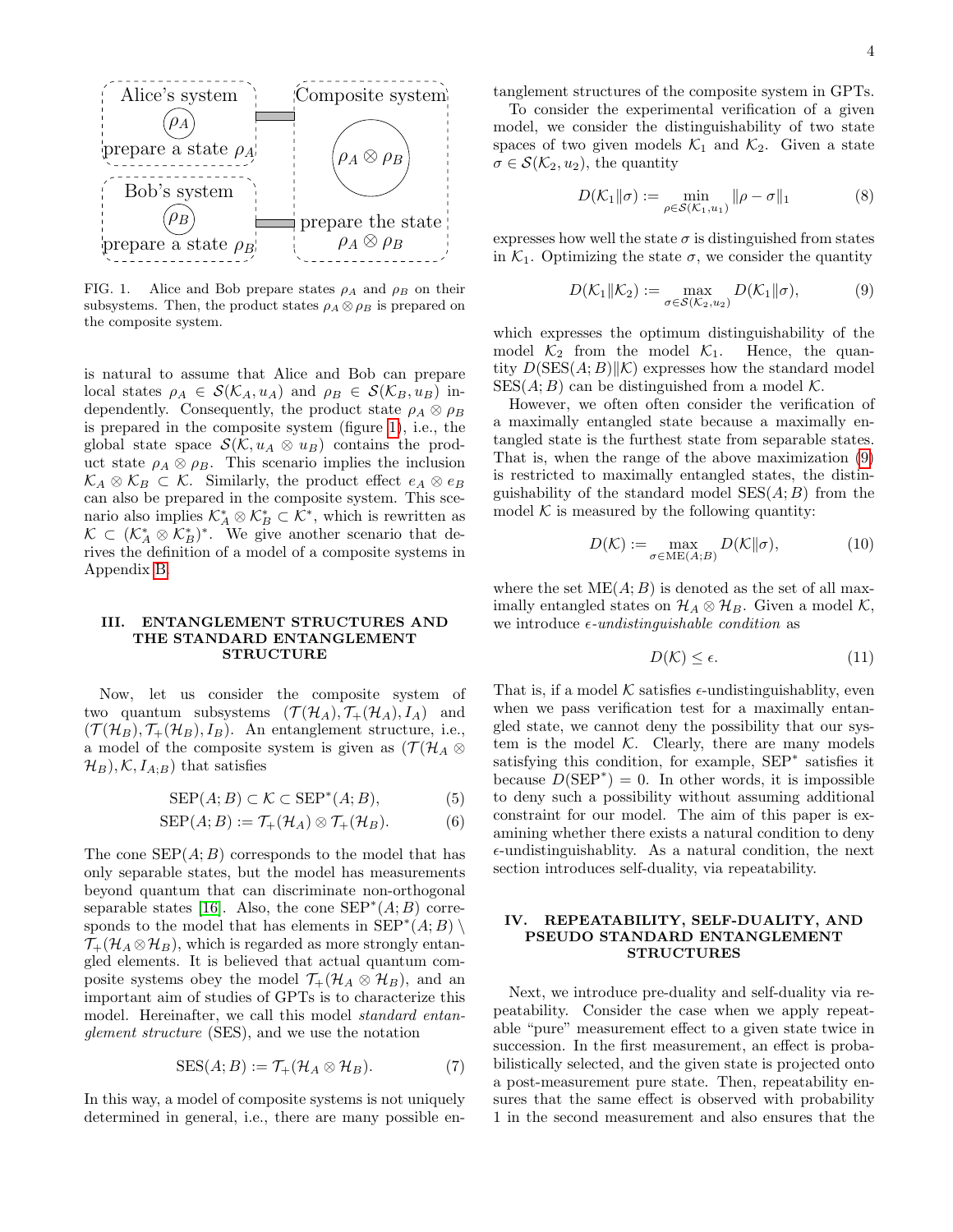FIG. 1. Alice and Bob prepare states $\rho_A$ and $\rho_B$ on their subsystems. Then, the product states $\rho_A \otimes \rho_B$ is prepared on the composite system.

is natural to assume that Alice and Bob can prepare local states $\rho_A \in \mathcal{S}(\mathcal{K}_A, u_A)$ and $\rho_B \in \mathcal{S}(\mathcal{K}_B, u_B)$ independently. Consequently, the product state $\rho_A \otimes \rho_B$ is prepared in the composite system (figure 1), i.e., the global state space $\mathcal{S}(\mathcal{K}, u_A \otimes u_B)$ contains the product state $\rho_A \otimes \rho_B$. This scenario implies the inclusion $\mathcal{K}_A \otimes \mathcal{K}_B \subset \mathcal{K}$. Similarly, the product effect $e_A \otimes e_B$ can also be prepared in the composite system. This scenario also implies $\mathcal{K}_A^* \otimes \mathcal{K}_B^* \subset \mathcal{K}^*$, which is rewritten as $\mathcal{K} \subset (\mathcal{K}_A^* \otimes \mathcal{K}_B^*)^*$. We give another scenario that derives the definition of a model of a composite systems in Appendix B.

## III. ENTANGLEMENT STRUCTURES AND THE STANDARD ENTANGLEMENT STRUCTURE

Now, let us consider the composite system of two quantum subsystems $(\mathcal{T}(\mathcal{H}_A), \mathcal{T}_+(\mathcal{H}_A), I_A)$ and $(\mathcal{T}(\mathcal{H}_B), \mathcal{T}_+(\mathcal{H}_B), I_B)$. An entanglement structure, i.e., a model of the composite system is given as $(\mathcal{T}(\mathcal{H}_A \otimes \mathcal{H}_B), \mathcal{K}, I_{A;B})$ that satisfies

$$\mathrm{SEP}(A;B) \subset \mathcal{K} \subset \mathrm{SEP}^*(A;B), \tag{5}$$

$$\mathrm{SEP}(A;B) := \mathcal{T}_+(\mathcal{H}_A) \otimes \mathcal{T}_+(\mathcal{H}_B). \tag{6}$$

The cone $\mathrm{SEP}(A;B)$ corresponds to the model that has only separable states, but the model has measurements beyond quantum that can discriminate non-orthogonal separable states [16]. Also, the cone $\mathrm{SEP}^*(A;B)$ corresponds to the model that has elements in $\mathrm{SEP}^*(A;B) \setminus \mathcal{T}_+(\mathcal{H}_A \otimes \mathcal{H}_B)$, which is regarded as more strongly entangled elements. It is believed that actual quantum composite systems obey the model $\mathcal{T}_+(\mathcal{H}_A \otimes \mathcal{H}_B)$, and an important aim of studies of GPTs is to characterize this model. Hereinafter, we call this model *standard entanglement structure* (SES), and we use the notation

$$\mathrm{SES}(A;B) := \mathcal{T}_+(\mathcal{H}_A \otimes \mathcal{H}_B). \tag{7}$$

In this way, a model of composite systems is not uniquely determined in general, i.e., there are many possible entanglement structures of the composite system in GPTs.

To consider the experimental verification of a given model, we consider the distinguishability of two state spaces of two given models $\mathcal{K}_1$ and $\mathcal{K}_2$. Given a state $\sigma \in \mathcal{S}(\mathcal{K}_2, u_2)$, the quantity

$$D(\mathcal{K}_1 \| \sigma) := \min_{\rho \in \mathcal{S}(\mathcal{K}_1, u_1)} \|\rho - \sigma\|_1 \tag{8}$$

expresses how well the state $\sigma$ is distinguished from states in $\mathcal{K}_1$. Optimizing the state $\sigma$, we consider the quantity

$$D(\mathcal{K}_1 \| \mathcal{K}_2) := \max_{\sigma \in \mathcal{S}(\mathcal{K}_2, u_2)} D(\mathcal{K}_1 \| \sigma), \tag{9}$$

which expresses the optimum distinguishability of the model $\mathcal{K}_2$ from the model $\mathcal{K}_1$. Hence, the quantity $D(\mathrm{SES}(A;B) \| \mathcal{K})$ expresses how the standard model $\mathrm{SES}(A;B)$ can be distinguished from a model $\mathcal{K}$.

However, we often often consider the verification of a maximally entangled state because a maximally entangled state is the furthest state from separable states. That is, when the range of the above maximization (9) is restricted to maximally entangled states, the distinguishability of the standard model $\mathrm{SES}(A;B)$ from the model $\mathcal{K}$ is measured by the following quantity:

$$D(\mathcal{K}) := \max_{\sigma \in \mathrm{ME}(A;B)} D(\mathcal{K} \| \sigma), \tag{10}$$

where the set $\mathrm{ME}(A;B)$ is denoted as the set of all maximally entangled states on $\mathcal{H}_A \otimes \mathcal{H}_B$. Given a model $\mathcal{K}$, we introduce *$\epsilon$-undistinguishable condition* as

$$D(\mathcal{K}) \leq \epsilon. \tag{11}$$

That is, if a model $\mathcal{K}$ satisfies $\epsilon$-undistinguishablity, even when we pass verification test for a maximally entangled state, we cannot deny the possibility that our system is the model $\mathcal{K}$. Clearly, there are many models satisfying this condition, for example, $\mathrm{SEP}^*$ satisfies it because $D(\mathrm{SEP}^*) = 0$. In other words, it is impossible to deny such a possibility without assuming additional constraint for our model. The aim of this paper is examining whether there exists a natural condition to deny $\epsilon$-undistinguishablity. As a natural condition, the next section introduces self-duality, via repeatability.

## IV. REPEATABILITY, SELF-DUALITY, AND PSEUDO STANDARD ENTANGLEMENT STRUCTURES

Next, we introduce pre-duality and self-duality via repeatability. Consider the case when we apply repeatable "pure" measurement effect to a given state twice in succession. In the first measurement, an effect is probabilistically selected, and the given state is projected onto a post-measurement pure state. Then, repeatability ensures that the same effect is observed with probability 1 in the second measurement and also ensures that the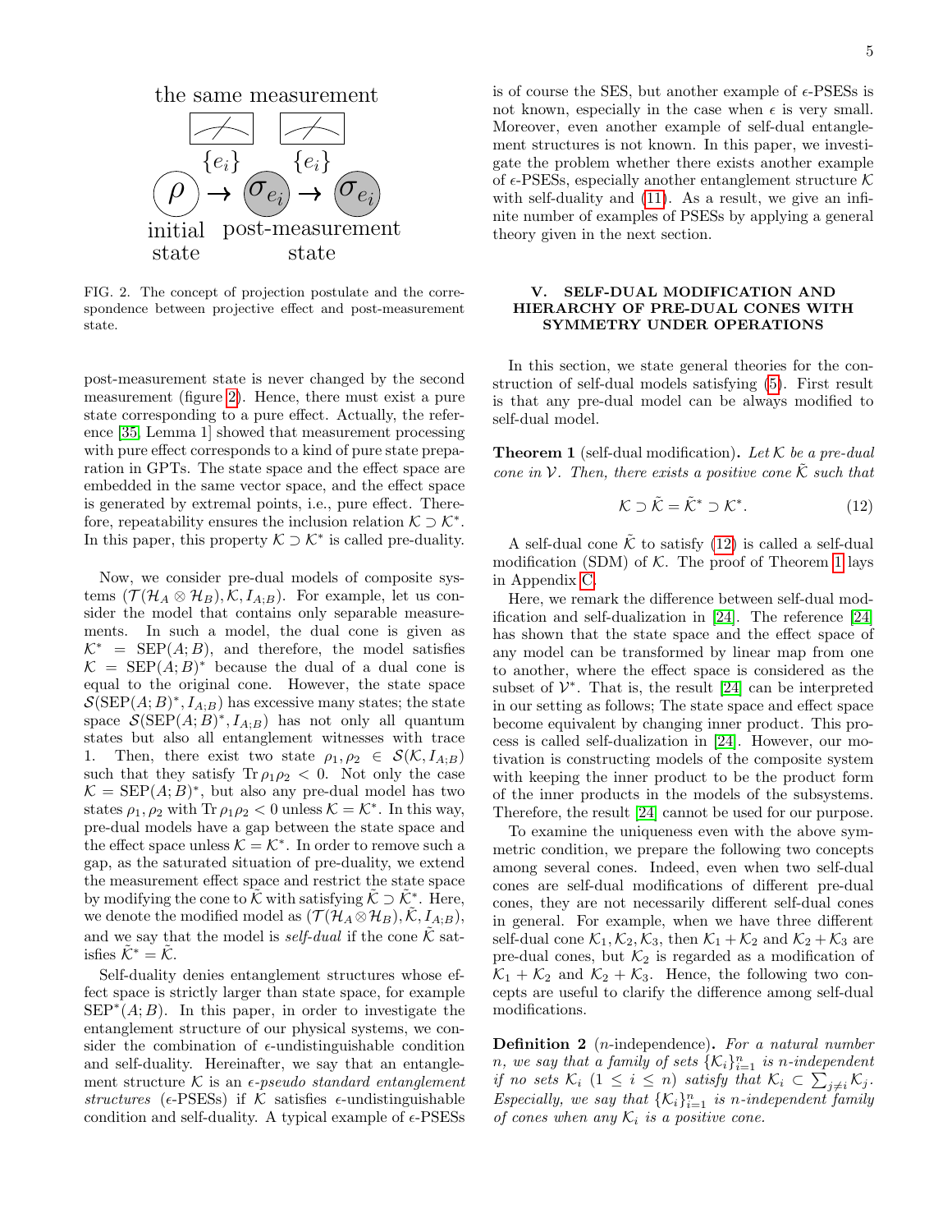the same measurement

$\{e_i\}$ $\{e_i\}$

$\rho \rightarrow \sigma_{e_i} \rightarrow \sigma_{e_i}$

initial state post-measurement state

FIG. 2. The concept of projection postulate and the correspondence between projective effect and post-measurement state.

post-measurement state is never changed by the second measurement (figure 2). Hence, there must exist a pure state corresponding to a pure effect. Actually, the reference [35, Lemma 1] showed that measurement processing with pure effect corresponds to a kind of pure state preparation in GPTs. The state space and the effect space are embedded in the same vector space, and the effect space is generated by extremal points, i.e., pure effect. Therefore, repeatability ensures the inclusion relation $\mathcal{K} \supset \mathcal{K}^*$. In this paper, this property $\mathcal{K} \supset \mathcal{K}^*$ is called pre-duality.

Now, we consider pre-dual models of composite systems $(\mathcal{T}(\mathcal{H}_A \otimes \mathcal{H}_B), \mathcal{K}, I_{A;B})$. For example, let us consider the model that contains only separable measurements. In such a model, the dual cone is given as $\mathcal{K}^* = \mathrm{SEP}(A;B)$, and therefore, the model satisfies $\mathcal{K} = \mathrm{SEP}(A;B)^*$ because the dual of a dual cone is equal to the original cone. However, the state space $\mathcal{S}(\mathrm{SEP}(A;B)^*, I_{A;B})$ has excessive many states; the state space $\mathcal{S}(\mathrm{SEP}(A;B)^*, I_{A;B})$ has not only all quantum states but also all entanglement witnesses with trace 1. Then, there exist two state $\rho_1, \rho_2 \in \mathcal{S}(\mathcal{K}, I_{A;B})$ such that they satisfy $\mathrm{Tr}\, \rho_1\rho_2 < 0$. Not only the case $\mathcal{K} = \mathrm{SEP}(A;B)^*$, but also any pre-dual model has two states $\rho_1, \rho_2$ with $\mathrm{Tr}\, \rho_1\rho_2 < 0$ unless $\mathcal{K} = \mathcal{K}^*$. In this way, pre-dual models have a gap between the state space and the effect space unless $\mathcal{K} = \mathcal{K}^*$. In order to remove such a gap, as the saturated situation of pre-duality, we extend the measurement effect space and restrict the state space by modifying the cone to $\tilde{\mathcal{K}}$ with satisfying $\tilde{\mathcal{K}} \supset \tilde{\mathcal{K}}^*$. Here, we denote the modified model as $(\mathcal{T}(\mathcal{H}_A \otimes \mathcal{H}_B), \tilde{\mathcal{K}}, I_{A;B})$, and we say that the model is *self-dual* if the cone $\tilde{\mathcal{K}}$ satisfies $\tilde{\mathcal{K}}^* = \tilde{\mathcal{K}}$.

Self-duality denies entanglement structures whose effect space is strictly larger than state space, for example $\mathrm{SEP}^*(A;B)$. In this paper, in order to investigate the entanglement structure of our physical systems, we consider the combination of $\epsilon$-undistinguishable condition and self-duality. Hereinafter, we say that an entanglement structure $\mathcal{K}$ is an *$\epsilon$-pseudo standard entanglement structures* ($\epsilon$-PSESs) if $\mathcal{K}$ satisfies $\epsilon$-undistinguishable condition and self-duality. A typical example of $\epsilon$-PSESs is of course the SES, but another example of $\epsilon$-PSESs is not known, especially in the case when $\epsilon$ is very small. Moreover, even another example of self-dual entanglement structures is not known. In this paper, we investigate the problem whether there exists another example of $\epsilon$-PSESs, especially another entanglement structure $\mathcal{K}$ with self-duality and (11). As a result, we give an infinite number of examples of PSESs by applying a general theory given in the next section.

## V. SELF-DUAL MODIFICATION AND HIERARCHY OF PRE-DUAL CONES WITH SYMMETRY UNDER OPERATIONS

In this section, we state general theories for the construction of self-dual models satisfying (5). First result is that any pre-dual model can be always modified to self-dual model.

**Theorem 1** (self-dual modification)**.** *Let $\mathcal{K}$ be a pre-dual cone in $\mathcal{V}$. Then, there exists a positive cone $\tilde{\mathcal{K}}$ such that*

$$\mathcal{K} \supset \tilde{\mathcal{K}} = \tilde{\mathcal{K}}^* \supset \mathcal{K}^*. \tag{12}$$

A self-dual cone $\tilde{\mathcal{K}}$ to satisfy (12) is called a self-dual modification (SDM) of $\mathcal{K}$. The proof of Theorem 1 lays in Appendix C.

Here, we remark the difference between self-dual modification and self-dualization in [24]. The reference [24] has shown that the state space and the effect space of any model can be transformed by linear map from one to another, where the effect space is considered as the subset of $\mathcal{V}^*$. That is, the result [24] can be interpreted in our setting as follows; The state space and effect space become equivalent by changing inner product. This process is called self-dualization in [24]. However, our motivation is constructing models of the composite system with keeping the inner product to be the product form of the inner products in the models of the subsystems. Therefore, the result [24] cannot be used for our purpose.

To examine the uniqueness even with the above symmetric condition, we prepare the following two concepts among several cones. Indeed, even when two self-dual cones are self-dual modifications of different pre-dual cones, they are not necessarily different self-dual cones in general. For example, when we have three different self-dual cone $\mathcal{K}_1, \mathcal{K}_2, \mathcal{K}_3$, then $\mathcal{K}_1 + \mathcal{K}_2$ and $\mathcal{K}_2 + \mathcal{K}_3$ are pre-dual cones, but $\mathcal{K}_2$ is regarded as a modification of $\mathcal{K}_1 + \mathcal{K}_2$ and $\mathcal{K}_2 + \mathcal{K}_3$. Hence, the following two concepts are useful to clarify the difference among self-dual modifications.

**Definition 2** ($n$-independence)**.** *For a natural number $n$, we say that a family of sets $\{\mathcal{K}_i\}_{i=1}^n$ is $n$-independent if no sets $\mathcal{K}_i$ ($1 \le i \le n$) satisfy that $\mathcal{K}_i \subset \sum_{j \neq i} \mathcal{K}_j$. Especially, we say that $\{\mathcal{K}_i\}_{i=1}^n$ is $n$-independent family of cones when any $\mathcal{K}_i$ is a positive cone.*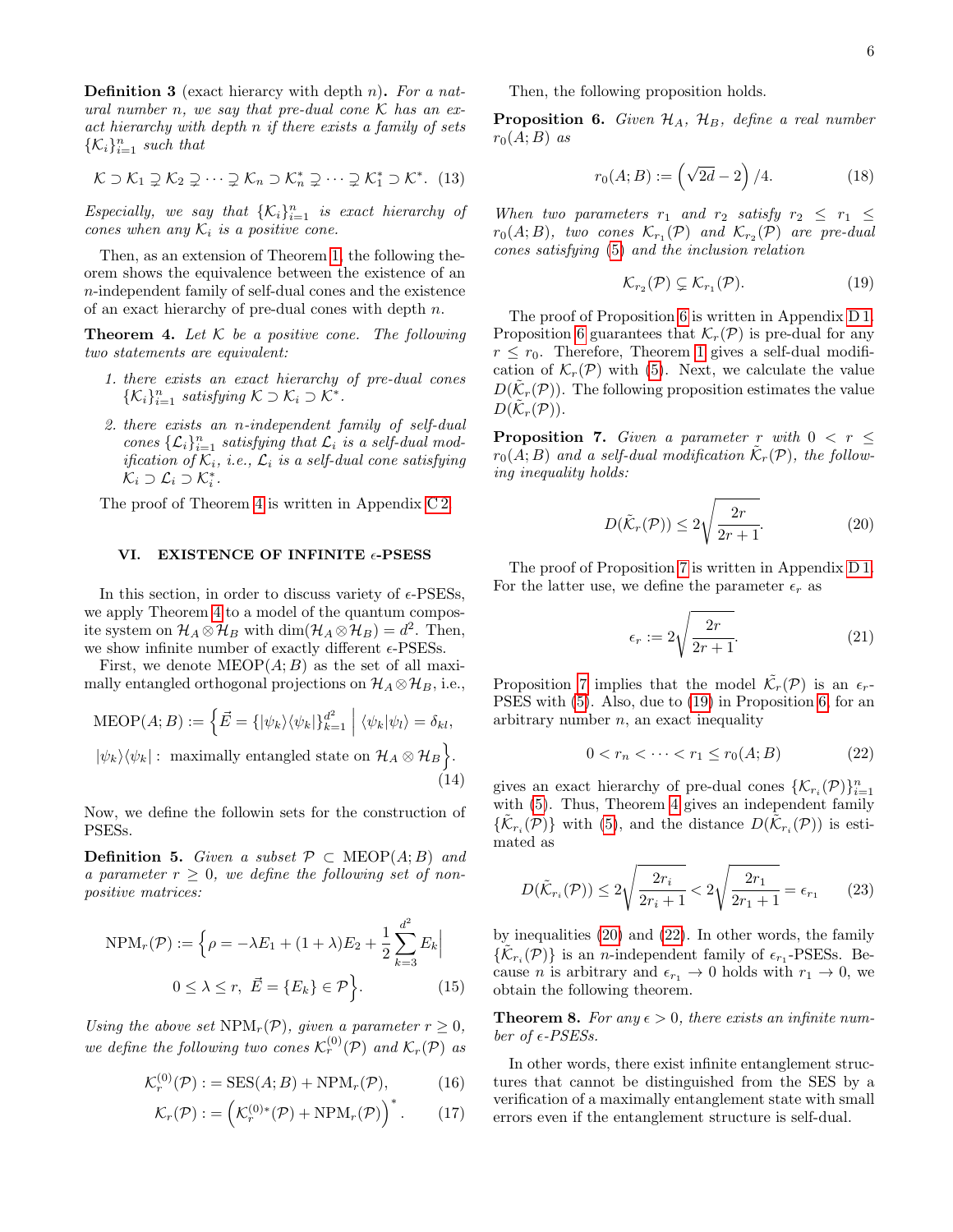**Definition 3** (exact hierarchy with depth $n$)**.** *For a natural number $n$, we say that pre-dual cone $\mathcal{K}$ has an exact hierarchy with depth $n$ if there exists a family of sets $\{\mathcal{K}_i\}_{i=1}^n$ such that*

$$\mathcal{K} \supset \mathcal{K}_1 \supsetneq \mathcal{K}_2 \supsetneq \cdots \supsetneq \mathcal{K}_n \supset \mathcal{K}_n^* \supsetneq \cdots \supsetneq \mathcal{K}_1^* \supset \mathcal{K}^*. \quad (13)$$

*Especially, we say that $\{\mathcal{K}_i\}_{i=1}^n$ is exact hierarchy of cones when any $\mathcal{K}_i$ is a positive cone.*

Then, as an extension of Theorem 1, the following theorem shows the equivalence between the existence of an $n$-independent family of self-dual cones and the existence of an exact hierarchy of pre-dual cones with depth $n$.

**Theorem 4.** *Let $\mathcal{K}$ be a positive cone. The following two statements are equivalent:*

1. *there exists an exact hierarchy of pre-dual cones $\{\mathcal{K}_i\}_{i=1}^n$ satisfying $\mathcal{K} \supset \mathcal{K}_i \supset \mathcal{K}^*$.*
2. *there exists an $n$-independent family of self-dual cones $\{\mathcal{L}_i\}_{i=1}^n$ satisfying that $\mathcal{L}_i$ is a self-dual modification of $\mathcal{K}_i$, i.e., $\mathcal{L}_i$ is a self-dual cone satisfying $\mathcal{K}_i \supset \mathcal{L}_i \supset \mathcal{K}_i^*$.*

The proof of Theorem 4 is written in Appendix C 2.

## VI. EXISTENCE OF INFINITE $\epsilon$-PSESS

In this section, in order to discuss variety of $\epsilon$-PSESs, we apply Theorem 4 to a model of the quantum composite system on $\mathcal{H}_A \otimes \mathcal{H}_B$ with $\dim(\mathcal{H}_A \otimes \mathcal{H}_B) = d^2$. Then, we show infinite number of exactly different $\epsilon$-PSESs.

First, we denote $\mathrm{MEOP}(A;B)$ as the set of all maximally entangled orthogonal projections on $\mathcal{H}_A \otimes \mathcal{H}_B$, i.e.,

$$\mathrm{MEOP}(A;B) := \Big\{ \vec{E} = \{|\psi_k\rangle\langle\psi_k|\}_{k=1}^{d^2} \;\Big|\; \langle\psi_k|\psi_l\rangle = \delta_{kl},$$
$$|\psi_k\rangle\langle\psi_k| : \text{ maximally entangled state on } \mathcal{H}_A \otimes \mathcal{H}_B \Big\}. \quad (14)$$

Now, we define the followin sets for the construction of PSESs.

**Definition 5.** *Given a subset $\mathcal{P} \subset \mathrm{MEOP}(A;B)$ and a parameter $r \geq 0$, we define the following set of non-positive matrices:*

$$\mathrm{NPM}_r(\mathcal{P}) := \Big\{ \rho = -\lambda E_1 + (1+\lambda)E_2 + \frac{1}{2}\sum_{k=3}^{d^2} E_k \Big|$$
$$0 \leq \lambda \leq r,\ \vec{E} = \{E_k\} \in \mathcal{P} \Big\}. \quad (15)$$

*Using the above set $\mathrm{NPM}_r(\mathcal{P})$, given a parameter $r \geq 0$, we define the following two cones $\mathcal{K}_r^{(0)}(\mathcal{P})$ and $\mathcal{K}_r(\mathcal{P})$ as*

$$\mathcal{K}_r^{(0)}(\mathcal{P}) := \mathrm{SES}(A;B) + \mathrm{NPM}_r(\mathcal{P}), \quad (16)$$

$$\mathcal{K}_r(\mathcal{P}) := \left(\mathcal{K}_r^{(0)*}(\mathcal{P}) + \mathrm{NPM}_r(\mathcal{P})\right)^*. \quad (17)$$

Then, the following proposition holds.

**Proposition 6.** *Given $\mathcal{H}_A$, $\mathcal{H}_B$, define a real number $r_0(A;B)$ as*

$$r_0(A;B) := \left(\sqrt{2d} - 2\right)/4. \quad (18)$$

*When two parameters $r_1$ and $r_2$ satisfy $r_2 \leq r_1 \leq r_0(A;B)$, two cones $\mathcal{K}_{r_1}(\mathcal{P})$ and $\mathcal{K}_{r_2}(\mathcal{P})$ are pre-dual cones satisfying (5) and the inclusion relation*

$$\mathcal{K}_{r_2}(\mathcal{P}) \subsetneq \mathcal{K}_{r_1}(\mathcal{P}). \quad (19)$$

The proof of Proposition 6 is written in Appendix D 1. Proposition 6 guarantees that $\mathcal{K}_r(\mathcal{P})$ is pre-dual for any $r \leq r_0$. Therefore, Theorem 1 gives a self-dual modification of $\mathcal{K}_r(\mathcal{P})$ with (5). Next, we calculate the value $D(\tilde{\mathcal{K}}_r(\mathcal{P}))$. The following proposition estimates the value $D(\tilde{\mathcal{K}}_r(\mathcal{P}))$.

**Proposition 7.** *Given a parameter $r$ with $0 < r \leq r_0(A;B)$ and a self-dual modification $\tilde{\mathcal{K}}_r(\mathcal{P})$, the following inequality holds:*

$$D(\tilde{\mathcal{K}}_r(\mathcal{P})) \leq 2\sqrt{\frac{2r}{2r+1}}. \quad (20)$$

The proof of Proposition 7 is written in Appendix D 1. For the latter use, we define the parameter $\epsilon_r$ as

$$\epsilon_r := 2\sqrt{\frac{2r}{2r+1}}. \quad (21)$$

Proposition 7 implies that the model $\tilde{\mathcal{K}}_r(\mathcal{P})$ is an $\epsilon_r$-PSES with (5). Also, due to (19) in Proposition 6, for an arbitrary number $n$, an exact inequality

$$0 < r_n < \cdots < r_1 \leq r_0(A;B) \quad (22)$$

gives an exact hierarchy of pre-dual cones $\{\mathcal{K}_{r_i}(\mathcal{P})\}_{i=1}^n$ with (5). Thus, Theorem 4 gives an independent family $\{\tilde{\mathcal{K}}_{r_i}(\mathcal{P})\}$ with (5), and the distance $D(\tilde{\mathcal{K}}_{r_i}(\mathcal{P}))$ is estimated as

$$D(\tilde{\mathcal{K}}_{r_i}(\mathcal{P})) \leq 2\sqrt{\frac{2r_i}{2r_i+1}} < 2\sqrt{\frac{2r_1}{2r_1+1}} = \epsilon_{r_1} \quad (23)$$

by inequalities (20) and (22). In other words, the family $\{\tilde{\mathcal{K}}_{r_i}(\mathcal{P})\}$ is an $n$-independent family of $\epsilon_{r_1}$-PSESs. Because $n$ is arbitrary and $\epsilon_{r_1} \to 0$ holds with $r_1 \to 0$, we obtain the following theorem.

**Theorem 8.** *For any $\epsilon > 0$, there exists an infinite number of $\epsilon$-PSESs.*

In other words, there exist infinite entanglement structures that cannot be distinguished from the SES by a verification of a maximally entanglement state with small errors even if the entanglement structure is self-dual.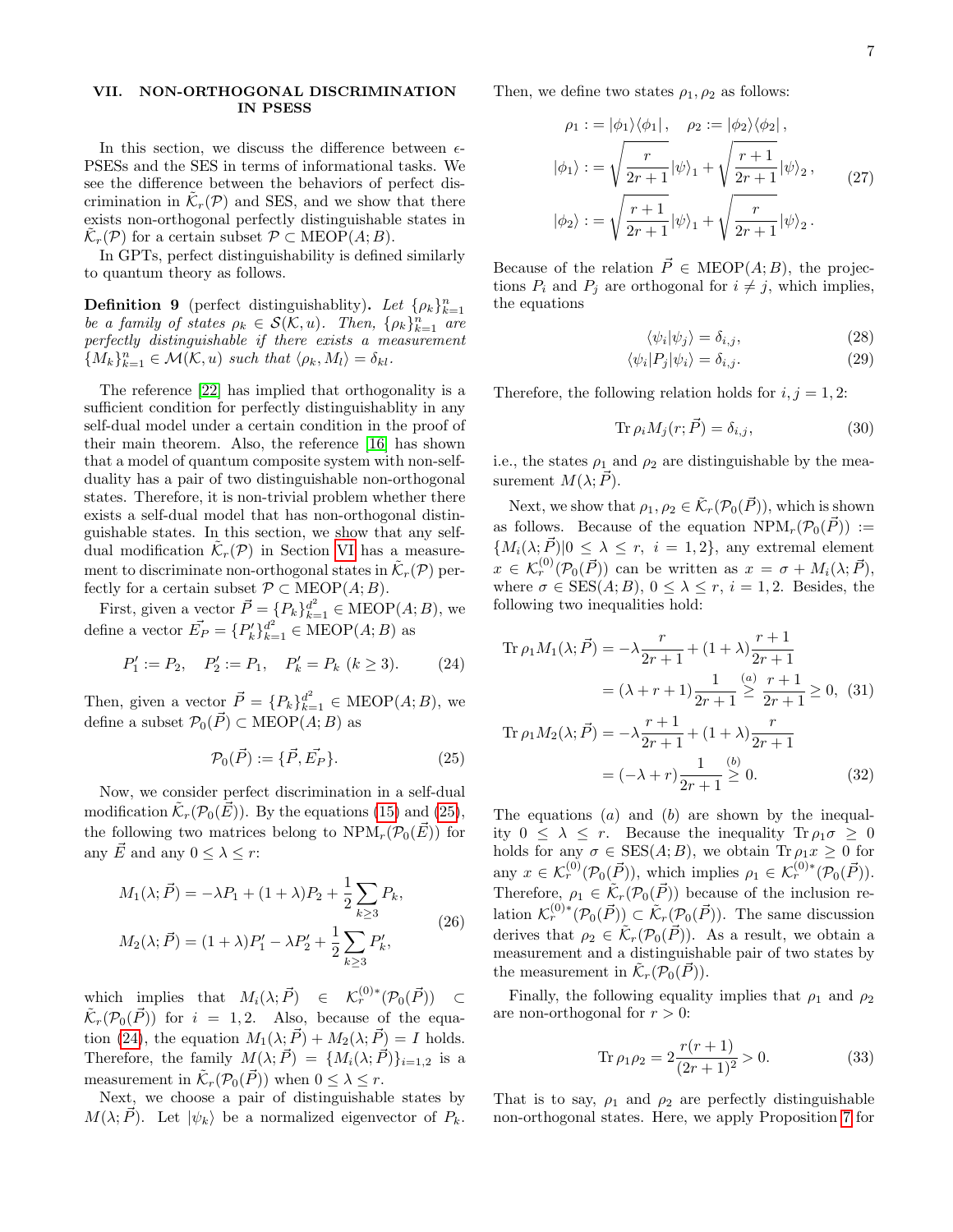## VII. NON-ORTHOGONAL DISCRIMINATION IN PSESS

In this section, we discuss the difference between $\epsilon$-PSESs and the SES in terms of informational tasks. We see the difference between the behaviors of perfect discrimination in $\tilde{\mathcal{K}}_r(\mathcal{P})$ and SES, and we show that there exists non-orthogonal perfectly distinguishable states in $\tilde{\mathcal{K}}_r(\mathcal{P})$ for a certain subset $\mathcal{P} \subset \mathrm{MEOP}(A;B)$.

In GPTs, perfect distinguishability is defined similarly to quantum theory as follows.

**Definition 9** (perfect distinguishablity)**.** *Let $\{\rho_k\}_{k=1}^n$ be a family of states $\rho_k \in \mathcal{S}(\mathcal{K}, u)$. Then, $\{\rho_k\}_{k=1}^n$ are perfectly distinguishable if there exists a measurement $\{M_k\}_{k=1}^n \in \mathcal{M}(\mathcal{K}, u)$ such that $\langle \rho_k, M_l \rangle = \delta_{kl}$.*

The reference [22] has implied that orthogonality is a sufficient condition for perfectly distinguishablity in any self-dual model under a certain condition in the proof of their main theorem. Also, the reference [16] has shown that a model of quantum composite system with non-self-duality has a pair of two distinguishable non-orthogonal states. Therefore, it is non-trivial problem whether there exists a self-dual model that has non-orthogonal distinguishable states. In this section, we show that any self-dual modification $\tilde{\mathcal{K}}_r(\mathcal{P})$ in Section VI has a measurement to discriminate non-orthogonal states in $\tilde{\mathcal{K}}_r(\mathcal{P})$ perfectly for a certain subset $\mathcal{P} \subset \mathrm{MEOP}(A;B)$.

First, given a vector $\vec{P} = \{P_k\}_{k=1}^{d^2} \in \mathrm{MEOP}(A;B)$, we define a vector $\vec{E_P} = \{P'_k\}_{k=1}^{d^2} \in \mathrm{MEOP}(A;B)$ as

$$P'_1 := P_2, \quad P'_2 := P_1, \quad P'_k = P_k \ (k \geq 3). \tag{24}$$

Then, given a vector $\vec{P} = \{P_k\}_{k=1}^{d^2} \in \mathrm{MEOP}(A;B)$, we define a subset $\mathcal{P}_0(\vec{P}) \subset \mathrm{MEOP}(A;B)$ as

$$\mathcal{P}_0(\vec{P}) := \{\vec{P}, \vec{E_P}\}. \tag{25}$$

Now, we consider perfect discrimination in a self-dual modification $\tilde{\mathcal{K}}_r(\mathcal{P}_0(\vec{E}))$. By the equations (15) and (25), the following two matrices belong to $\mathrm{NPM}_r(\mathcal{P}_0(\vec{E}))$ for any $\vec{E}$ and any $0 \leq \lambda \leq r$:

$$\begin{aligned} M_1(\lambda;\vec{P}) &= -\lambda P_1 + (1+\lambda)P_2 + \frac{1}{2}\sum_{k\geq 3} P_k, \\ M_2(\lambda;\vec{P}) &= (1+\lambda)P'_1 - \lambda P'_2 + \frac{1}{2}\sum_{k\geq 3} P'_k, \end{aligned} \tag{26}$$

which implies that $M_i(\lambda;\vec{P}) \in \mathcal{K}_r^{(0)*}(\mathcal{P}_0(\vec{P})) \subset \tilde{\mathcal{K}}_r(\mathcal{P}_0(\vec{P}))$ for $i = 1, 2$. Also, because of the equation (24), the equation $M_1(\lambda;\vec{P}) + M_2(\lambda;\vec{P}) = I$ holds. Therefore, the family $M(\lambda;\vec{P}) = \{M_i(\lambda;\vec{P})\}_{i=1,2}$ is a measurement in $\tilde{\mathcal{K}}_r(\mathcal{P}_0(\vec{P}))$ when $0 \leq \lambda \leq r$.

Next, we choose a pair of distinguishable states by $M(\lambda;\vec{P})$. Let $|\psi_k\rangle$ be a normalized eigenvector of $P_k$. Then, we define two states $\rho_1, \rho_2$ as follows:

$$\begin{aligned} \rho_1 &:= |\phi_1\rangle\langle\phi_1|, \quad \rho_2 := |\phi_2\rangle\langle\phi_2|, \\ |\phi_1\rangle &:= \sqrt{\frac{r}{2r+1}}|\psi\rangle_1 + \sqrt{\frac{r+1}{2r+1}}|\psi\rangle_2, \\ |\phi_2\rangle &:= \sqrt{\frac{r+1}{2r+1}}|\psi\rangle_1 + \sqrt{\frac{r}{2r+1}}|\psi\rangle_2. \end{aligned} \tag{27}$$

Because of the relation $\vec{P} \in \mathrm{MEOP}(A;B)$, the projections $P_i$ and $P_j$ are orthogonal for $i \neq j$, which implies, the equations

$$\langle\psi_i|\psi_j\rangle = \delta_{i,j}, \tag{28}$$

$$\langle\psi_i|P_j|\psi_i\rangle = \delta_{i,j}. \tag{29}$$

Therefore, the following relation holds for $i, j = 1, 2$:

$$\mathrm{Tr}\,\rho_i M_j(r;\vec{P}) = \delta_{i,j}, \tag{30}$$

i.e., the states $\rho_1$ and $\rho_2$ are distinguishable by the measurement $M(\lambda;\vec{P})$.

Next, we show that $\rho_1, \rho_2 \in \tilde{\mathcal{K}}_r(\mathcal{P}_0(\vec{P}))$, which is shown as follows. Because of the equation $\mathrm{NPM}_r(\mathcal{P}_0(\vec{P})) := \{M_i(\lambda;\vec{P}) | 0 \leq \lambda \leq r, \ i = 1, 2\}$, any extremal element $x \in \mathcal{K}_r^{(0)}(\mathcal{P}_0(\vec{P}))$ can be written as $x = \sigma + M_i(\lambda;\vec{P})$, where $\sigma \in \mathrm{SES}(A;B)$, $0 \leq \lambda \leq r$, $i = 1, 2$. Besides, the following two inequalities hold:

$$\begin{aligned} \mathrm{Tr}\,\rho_1 M_1(\lambda;\vec{P}) &= -\lambda\frac{r}{2r+1} + (1+\lambda)\frac{r+1}{2r+1} \\ &= (\lambda + r + 1)\frac{1}{2r+1} \overset{(a)}{\geq} \frac{r+1}{2r+1} \geq 0, \end{aligned} \tag{31}$$

$$\begin{aligned} \mathrm{Tr}\,\rho_1 M_2(\lambda;\vec{P}) &= -\lambda\frac{r+1}{2r+1} + (1+\lambda)\frac{r}{2r+1} \\ &= (-\lambda + r)\frac{1}{2r+1} \overset{(b)}{\geq} 0. \end{aligned} \tag{32}$$

The equations $(a)$ and $(b)$ are shown by the inequality $0 \leq \lambda \leq r$. Because the inequality $\mathrm{Tr}\,\rho_1\sigma \geq 0$ holds for any $\sigma \in \mathrm{SES}(A;B)$, we obtain $\mathrm{Tr}\,\rho_1 x \geq 0$ for any $x \in \mathcal{K}_r^{(0)}(\mathcal{P}_0(\vec{P}))$, which implies $\rho_1 \in \mathcal{K}_r^{(0)*}(\mathcal{P}_0(\vec{P}))$. Therefore, $\rho_1 \in \tilde{\mathcal{K}}_r(\mathcal{P}_0(\vec{P}))$ because of the inclusion relation $\mathcal{K}_r^{(0)*}(\mathcal{P}_0(\vec{P})) \subset \tilde{\mathcal{K}}_r(\mathcal{P}_0(\vec{P}))$. The same discussion derives that $\rho_2 \in \tilde{\mathcal{K}}_r(\mathcal{P}_0(\vec{P}))$. As a result, we obtain a measurement and a distinguishable pair of two states by the measurement in $\tilde{\mathcal{K}}_r(\mathcal{P}_0(\vec{P}))$.

Finally, the following equality implies that $\rho_1$ and $\rho_2$ are non-orthogonal for $r > 0$:

$$\mathrm{Tr}\,\rho_1\rho_2 = 2\frac{r(r+1)}{(2r+1)^2} > 0. \tag{33}$$

That is to say, $\rho_1$ and $\rho_2$ are perfectly distinguishable non-orthogonal states. Here, we apply Proposition 7 for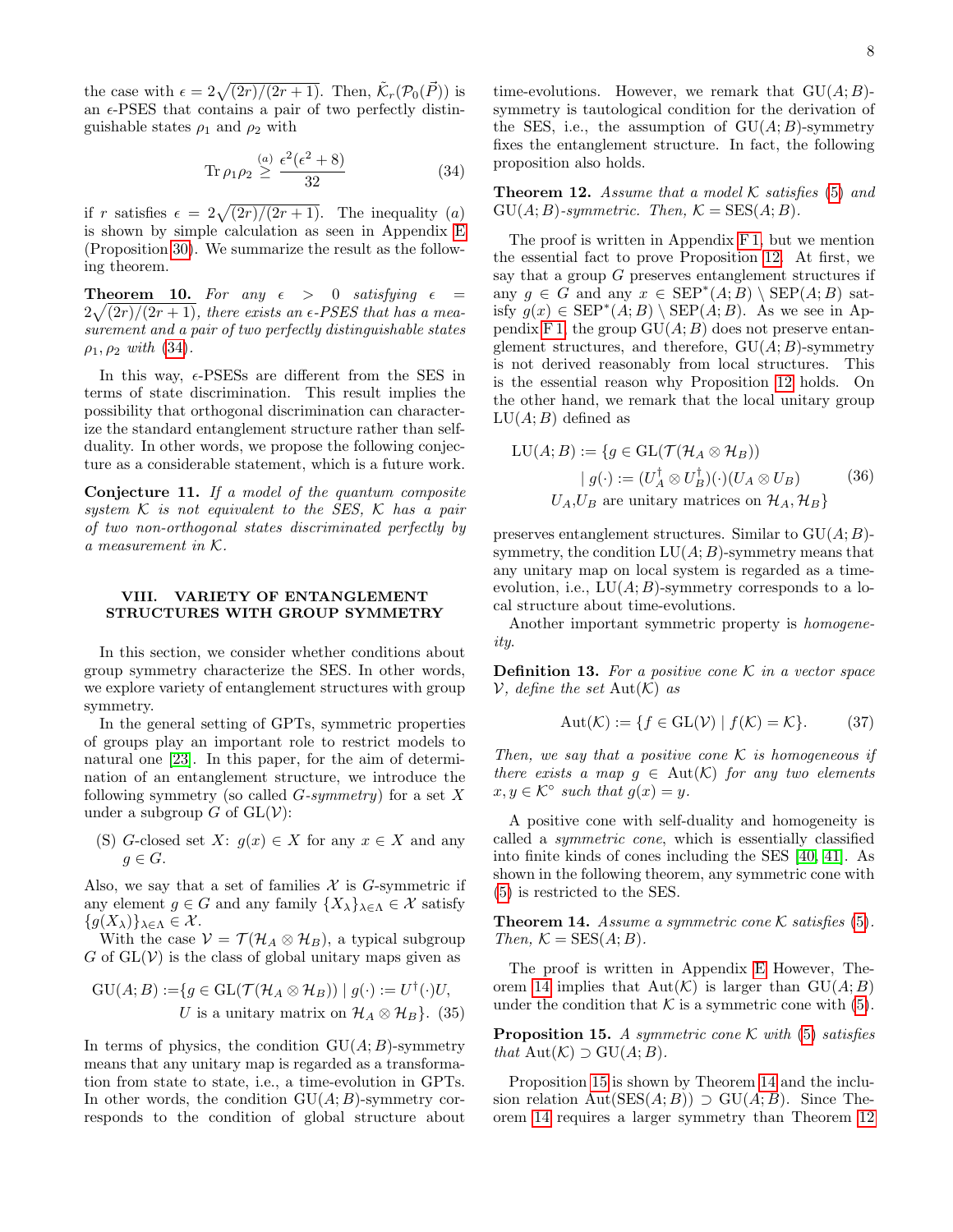the case with $\epsilon = 2\sqrt{(2r)/(2r+1)}$. Then, $\tilde{\mathcal{K}}_r(\mathcal{P}_0(\vec{P}))$ is an $\epsilon$-PSES that contains a pair of two perfectly distinguishable states $\rho_1$ and $\rho_2$ with

$$\operatorname{Tr} \rho_1 \rho_2 \overset{(a)}{\geq} \frac{\epsilon^2(\epsilon^2+8)}{32} \tag{34}$$

if $r$ satisfies $\epsilon = 2\sqrt{(2r)/(2r+1)}$. The inequality $(a)$ is shown by simple calculation as seen in Appendix E (Proposition 30). We summarize the result as the following theorem.

**Theorem 10.** *For any $\epsilon > 0$ satisfying $\epsilon = 2\sqrt{(2r)/(2r+1)}$, there exists an $\epsilon$-PSES that has a measurement and a pair of two perfectly distinguishable states $\rho_1, \rho_2$ with (34).*

In this way, $\epsilon$-PSESs are different from the SES in terms of state discrimination. This result implies the possibility that orthogonal discrimination can characterize the standard entanglement structure rather than self-duality. In other words, we propose the following conjecture as a considerable statement, which is a future work.

**Conjecture 11.** *If a model of the quantum composite system $\mathcal{K}$ is not equivalent to the SES, $\mathcal{K}$ has a pair of two non-orthogonal states discriminated perfectly by a measurement in $\mathcal{K}$.*

## VIII. VARIETY OF ENTANGLEMENT STRUCTURES WITH GROUP SYMMETRY

In this section, we consider whether conditions about group symmetry characterize the SES. In other words, we explore variety of entanglement structures with group symmetry.

In the general setting of GPTs, symmetric properties of groups play an important role to restrict models to natural one [23]. In this paper, for the aim of determination of an entanglement structure, we introduce the following symmetry (so called *G-symmetry*) for a set $X$ under a subgroup $G$ of $\mathrm{GL}(\mathcal{V})$:

(S) $G$-closed set $X$: $g(x) \in X$ for any $x \in X$ and any $g \in G$.

Also, we say that a set of families $\mathcal{X}$ is $G$-symmetric if any element $g \in G$ and any family $\{X_\lambda\}_{\lambda\in\Lambda} \in \mathcal{X}$ satisfy $\{g(X_\lambda)\}_{\lambda\in\Lambda} \in \mathcal{X}$.

With the case $\mathcal{V} = \mathcal{T}(\mathcal{H}_A \otimes \mathcal{H}_B)$, a typical subgroup $G$ of $\mathrm{GL}(\mathcal{V})$ is the class of global unitary maps given as

$$\begin{aligned}\mathrm{GU}(A;B) :=\{g \in \mathrm{GL}(\mathcal{T}(\mathcal{H}_A \otimes \mathcal{H}_B)) \mid g(\cdot) := U^\dagger(\cdot)U,\\ U \text{ is a unitary matrix on } \mathcal{H}_A \otimes \mathcal{H}_B\}.\end{aligned} \tag{35}$$

In terms of physics, the condition $\mathrm{GU}(A;B)$-symmetry means that any unitary map is regarded as a transformation from state to state, i.e., a time-evolution in GPTs. In other words, the condition $\mathrm{GU}(A;B)$-symmetry corresponds to the condition of global structure about time-evolutions. However, we remark that $\mathrm{GU}(A;B)$-symmetry is tautological condition for the derivation of the SES, i.e., the assumption of $\mathrm{GU}(A;B)$-symmetry fixes the entanglement structure. In fact, the following proposition also holds.

**Theorem 12.** *Assume that a model $\mathcal{K}$ satisfies (5) and $\mathrm{GU}(A;B)$-symmetric. Then, $\mathcal{K} = \mathrm{SES}(A;B)$.*

The proof is written in Appendix F 1, but we mention the essential fact to prove Proposition 12. At first, we say that a group $G$ preserves entanglement structures if any $g \in G$ and any $x \in \mathrm{SEP}^*(A;B) \setminus \mathrm{SEP}(A;B)$ satisfy $g(x) \in \mathrm{SEP}^*(A;B) \setminus \mathrm{SEP}(A;B)$. As we see in Appendix F 1, the group $\mathrm{GU}(A;B)$ does not preserve entanglement structures, and therefore, $\mathrm{GU}(A;B)$-symmetry is not derived reasonably from local structures. This is the essential reason why Proposition 12 holds. On the other hand, we remark that the local unitary group $\mathrm{LU}(A;B)$ defined as

$$\begin{aligned}\mathrm{LU}(A;B) := \{g \in \mathrm{GL}(\mathcal{T}(\mathcal{H}_A \otimes \mathcal{H}_B))\\ \mid g(\cdot) := (U_A^\dagger \otimes U_B^\dagger)(\cdot)(U_A \otimes U_B)\\ U_A, U_B \text{ are unitary matrices on } \mathcal{H}_A, \mathcal{H}_B\}\end{aligned} \tag{36}$$

preserves entanglement structures. Similar to $\mathrm{GU}(A;B)$-symmetry, the condition $\mathrm{LU}(A;B)$-symmetry means that any unitary map on local system is regarded as a time-evolution, i.e., $\mathrm{LU}(A;B)$-symmetry corresponds to a local structure about time-evolutions.

Another important symmetric property is *homogeneity*.

**Definition 13.** *For a positive cone $\mathcal{K}$ in a vector space $\mathcal{V}$, define the set $\mathrm{Aut}(\mathcal{K})$ as*

$$\mathrm{Aut}(\mathcal{K}) := \{f \in \mathrm{GL}(\mathcal{V}) \mid f(\mathcal{K}) = \mathcal{K}\}. \tag{37}$$

*Then, we say that a positive cone $\mathcal{K}$ is homogeneous if there exists a map $g \in \mathrm{Aut}(\mathcal{K})$ for any two elements $x, y \in \mathcal{K}^\circ$ such that $g(x) = y$.*

A positive cone with self-duality and homogeneity is called a *symmetric cone*, which is essentially classified into finite kinds of cones including the SES [40, 41]. As shown in the following theorem, any symmetric cone with (5) is restricted to the SES.

**Theorem 14.** *Assume a symmetric cone $\mathcal{K}$ satisfies (5). Then, $\mathcal{K} = \mathrm{SES}(A;B)$.*

The proof is written in Appendix E However, Theorem 14 implies that $\mathrm{Aut}(\mathcal{K})$ is larger than $\mathrm{GU}(A;B)$ under the condition that $\mathcal{K}$ is a symmetric cone with (5).

**Proposition 15.** *A symmetric cone $\mathcal{K}$ with (5) satisfies that $\mathrm{Aut}(\mathcal{K}) \supset \mathrm{GU}(A;B)$.*

Proposition 15 is shown by Theorem 14 and the inclusion relation $\mathrm{Aut}(\mathrm{SES}(A;B)) \supset \mathrm{GU}(A;B)$. Since Theorem 14 requires a larger symmetry than Theorem 12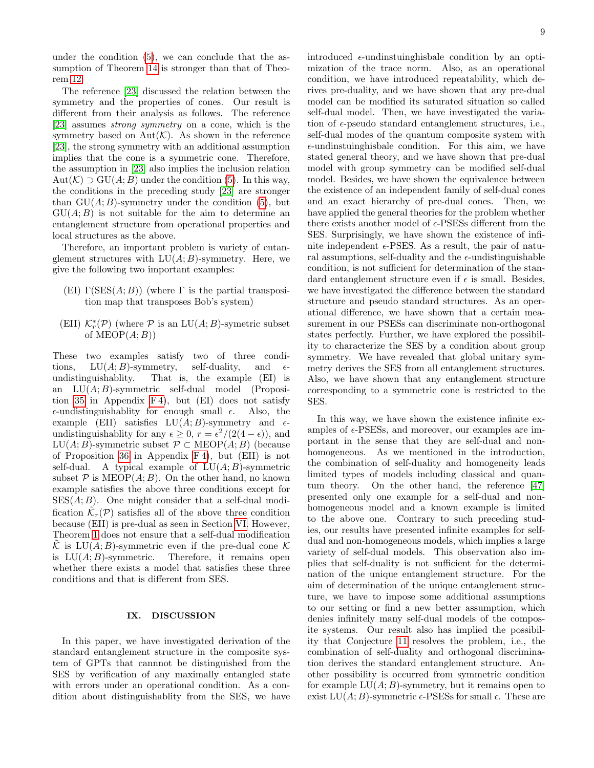under the condition (5), we can conclude that the assumption of Theorem 14 is stronger than that of Theorem 12.

The reference [23] discussed the relation between the symmetry and the properties of cones. Our result is different from their analysis as follows. The reference [23] assumes *strong symmetry* on a cone, which is the symmetry based on $\mathrm{Aut}(\mathcal{K})$. As shown in the reference [23], the strong symmetry with an additional assumption implies that the cone is a symmetric cone. Therefore, the assumption in [23] also implies the inclusion relation $\mathrm{Aut}(\mathcal{K}) \supset \mathrm{GU}(A;B)$ under the condition (5). In this way, the conditions in the preceding study [23] are stronger than $\mathrm{GU}(A;B)$-symmetry under the condition (5), but $\mathrm{GU}(A;B)$ is not suitable for the aim to determine an entanglement structure from operational properties and local structures as the above.

Therefore, an important problem is variety of entanglement structures with $\mathrm{LU}(A;B)$-symmetry. Here, we give the following two important examples:

- (EI) $\Gamma(\mathrm{SES}(A;B))$ (where $\Gamma$ is the partial transposition map that transposes Bob's system)
- (EII) $\mathcal{K}_r^*(\mathcal{P})$ (where $\mathcal{P}$ is an $\mathrm{LU}(A;B)$-symetric subset of $\mathrm{MEOP}(A;B)$)

These two examples satisfy two of three conditions, $\mathrm{LU}(A;B)$-symmetry, self-duality, and $\epsilon$-undistinguishablity. That is, the example (EI) is an $\mathrm{LU}(A;B)$-symmetric self-dual model (Proposition 35 in Appendix F 4), but (EI) does not satisfy $\epsilon$-undistinguishablity for enough small $\epsilon$. Also, the example (EII) satisfies $\mathrm{LU}(A;B)$-symmetry and $\epsilon$-undistinguishablity for any $\epsilon \geq 0$, $r = \epsilon^2/(2(4-\epsilon))$, and $\mathrm{LU}(A;B)$-symmetric subset $\mathcal{P} \subset \mathrm{MEOP}(A;B)$ (because of Proposition 36 in Appendix F 4), but (EII) is not self-dual. A typical example of $\mathrm{LU}(A;B)$-symmetric subset $\mathcal{P}$ is $\mathrm{MEOP}(A;B)$. On the other hand, no known example satisfies the above three conditions except for $\mathrm{SES}(A;B)$. One might consider that a self-dual modification $\tilde{\mathcal{K}}_r(\mathcal{P})$ satisfies all of the above three condition because (EII) is pre-dual as seen in Section VI. However, Theorem 1 does not ensure that a self-dual modification $\tilde{\mathcal{K}}$ is $\mathrm{LU}(A;B)$-symmetric even if the pre-dual cone $\mathcal{K}$ is $\mathrm{LU}(A;B)$-symmetric. Therefore, it remains open whether there exists a model that satisfies these three conditions and that is different from SES.

## IX. DISCUSSION

In this paper, we have investigated derivation of the standard entanglement structure in the composite system of GPTs that cannot be distinguished from the SES by verification of any maximally entangled state with errors under an operational condition. As a condition about distinguishablity from the SES, we have introduced $\epsilon$-undinstuinghisbale condition by an optimization of the trace norm. Also, as an operational condition, we have introduced repeatability, which derives pre-duality, and we have shown that any pre-dual model can be modified its saturated situation so called self-dual model. Then, we have investigated the variation of $\epsilon$-pseudo standard entanglement structures, i.e., self-dual modes of the quantum composite system with $\epsilon$-undinstuinghisbale condition. For this aim, we have stated general theory, and we have shown that pre-dual model with group symmetry can be modified self-dual model. Besides, we have shown the equivalence between the existence of an independent family of self-dual cones and an exact hierarchy of pre-dual cones. Then, we have applied the general theories for the problem whether there exists another model of $\epsilon$-PSESs different from the SES. Surprisingly, we have shown the existence of infinite independent $\epsilon$-PSES. As a result, the pair of natural assumptions, self-duality and the $\epsilon$-undistinguishable condition, is not sufficient for determination of the standard entanglement structure even if $\epsilon$ is small. Besides, we have investigated the difference between the standard structure and pseudo standard structures. As an operational difference, we have shown that a certain measurement in our PSESs can discriminate non-orthogonal states perfectly. Further, we have explored the possibility to characterize the SES by a condition about group symmetry. We have revealed that global unitary symmetry derives the SES from all entanglement structures. Also, we have shown that any entanglement structure corresponding to a symmetric cone is restricted to the SES.

In this way, we have shown the existence infinite examples of $\epsilon$-PSESs, and moreover, our examples are important in the sense that they are self-dual and non-homogeneous. As we mentioned in the introduction, the combination of self-duality and homogeneity leads limited types of models including classical and quantum theory. On the other hand, the reference [47] presented only one example for a self-dual and non-homogeneous model and a known example is limited to the above one. Contrary to such preceding studies, our results have presented infinite examples for self-dual and non-homogeneous models, which implies a large variety of self-dual models. This observation also implies that self-duality is not sufficient for the determination of the unique entanglement structure. For the aim of determination of the unique entanglement structure, we have to impose some additional assumptions to our setting or find a new better assumption, which denies infinitely many self-dual models of the composite systems. Our result also has implied the possibility that Conjecture 11 resolves the problem, i.e., the combination of self-duality and orthogonal discrimination derives the standard entanglement structure. Another possibility is occurred from symmetric condition for example $\mathrm{LU}(A;B)$-symmetry, but it remains open to exist $\mathrm{LU}(A;B)$-symmetric $\epsilon$-PSESs for small $\epsilon$. These are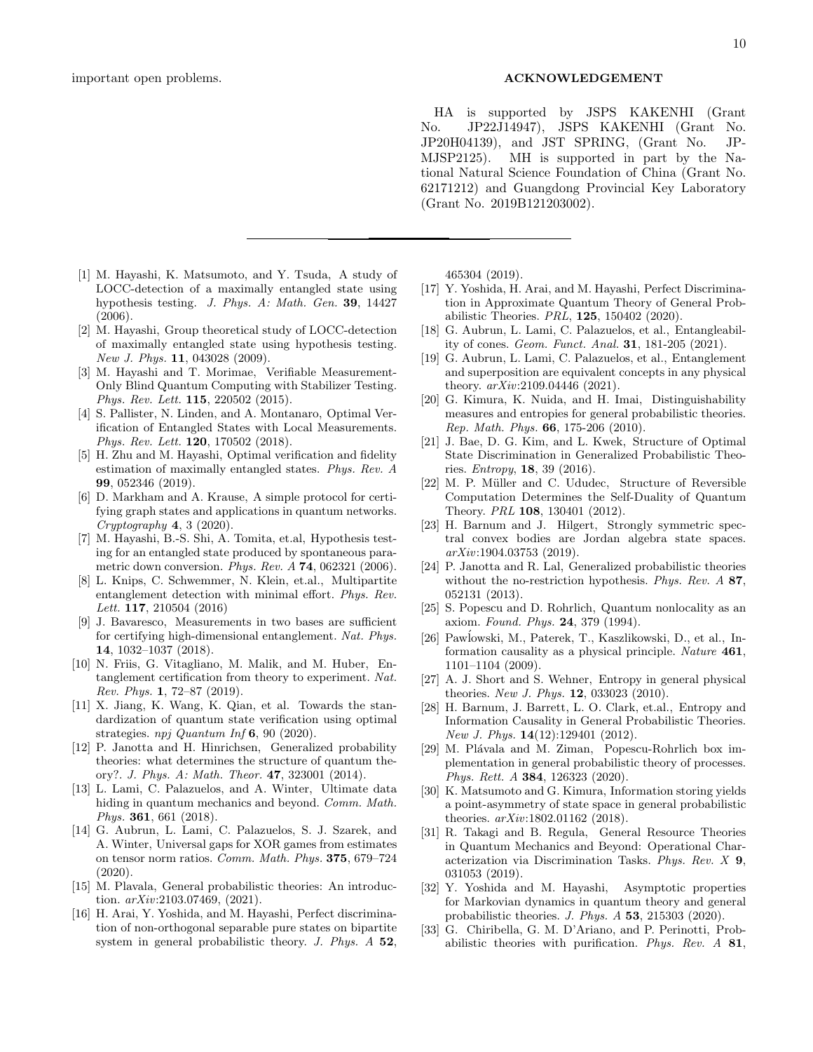important open problems.

## ACKNOWLEDGEMENT

HA is supported by JSPS KAKENHI (Grant No. JP22J14947), JSPS KAKENHI (Grant No. JP20H04139), and JST SPRING, (Grant No. JPMJSP2125). MH is supported in part by the National Natural Science Foundation of China (Grant No. 62171212) and Guangdong Provincial Key Laboratory (Grant No. 2019B121203002).

---

[1] M. Hayashi, K. Matsumoto, and Y. Tsuda, A study of LOCC-detection of a maximally entangled state using hypothesis testing. *J. Phys. A: Math. Gen.* **39**, 14427 (2006).

[2] M. Hayashi, Group theoretical study of LOCC-detection of maximally entangled state using hypothesis testing. *New J. Phys.* **11**, 043028 (2009).

[3] M. Hayashi and T. Morimae, Verifiable Measurement-Only Blind Quantum Computing with Stabilizer Testing. *Phys. Rev. Lett.* **115**, 220502 (2015).

[4] S. Pallister, N. Linden, and A. Montanaro, Optimal Verification of Entangled States with Local Measurements. *Phys. Rev. Lett.* **120**, 170502 (2018).

[5] H. Zhu and M. Hayashi, Optimal verification and fidelity estimation of maximally entangled states. *Phys. Rev. A* **99**, 052346 (2019).

[6] D. Markham and A. Krause, A simple protocol for certifying graph states and applications in quantum networks. *Cryptography* **4**, 3 (2020).

[7] M. Hayashi, B.-S. Shi, A. Tomita, et.al, Hypothesis testing for an entangled state produced by spontaneous parametric down conversion. *Phys. Rev. A* **74**, 062321 (2006).

[8] L. Knips, C. Schwemmer, N. Klein, et.al., Multipartite entanglement detection with minimal effort. *Phys. Rev. Lett.* **117**, 210504 (2016)

[9] J. Bavaresco, Measurements in two bases are sufficient for certifying high-dimensional entanglement. *Nat. Phys.* **14**, 1032–1037 (2018).

[10] N. Friis, G. Vitagliano, M. Malik, and M. Huber, Entanglement certification from theory to experiment. *Nat. Rev. Phys.* **1**, 72–87 (2019).

[11] X. Jiang, K. Wang, K. Qian, et al. Towards the standardization of quantum state verification using optimal strategies. *npj Quantum Inf* **6**, 90 (2020).

[12] P. Janotta and H. Hinrichsen, Generalized probability theories: what determines the structure of quantum theory?. *J. Phys. A: Math. Theor.* **47**, 323001 (2014).

[13] L. Lami, C. Palazuelos, and A. Winter, Ultimate data hiding in quantum mechanics and beyond. *Comm. Math. Phys.* **361**, 661 (2018).

[14] G. Aubrun, L. Lami, C. Palazuelos, S. J. Szarek, and A. Winter, Universal gaps for XOR games from estimates on tensor norm ratios. *Comm. Math. Phys.* **375**, 679–724 (2020).

[15] M. Plavala, General probabilistic theories: An introduction. *arXiv*:2103.07469, (2021).

[16] H. Arai, Y. Yoshida, and M. Hayashi, Perfect discrimination of non-orthogonal separable pure states on bipartite system in general probabilistic theory. *J. Phys. A* **52**, 465304 (2019).

[17] Y. Yoshida, H. Arai, and M. Hayashi, Perfect Discrimination in Approximate Quantum Theory of General Probabilistic Theories. *PRL*, **125**, 150402 (2020).

[18] G. Aubrun, L. Lami, C. Palazuelos, et al., Entangleability of cones. *Geom. Funct. Anal.* **31**, 181-205 (2021).

[19] G. Aubrun, L. Lami, C. Palazuelos, et al., Entanglement and superposition are equivalent concepts in any physical theory. *arXiv*:2109.04446 (2021).

[20] G. Kimura, K. Nuida, and H. Imai, Distinguishability measures and entropies for general probabilistic theories. *Rep. Math. Phys.* **66**, 175-206 (2010).

[21] J. Bae, D. G. Kim, and L. Kwek, Structure of Optimal State Discrimination in Generalized Probabilistic Theories. *Entropy*, **18**, 39 (2016).

[22] M. P. Müller and C. Ududec, Structure of Reversible Computation Determines the Self-Duality of Quantum Theory. *PRL* **108**, 130401 (2012).

[23] H. Barnum and J. Hilgert, Strongly symmetric spectral convex bodies are Jordan algebra state spaces. *arXiv*:1904.03753 (2019).

[24] P. Janotta and R. Lal, Generalized probabilistic theories without the no-restriction hypothesis. *Phys. Rev. A* **87**, 052131 (2013).

[25] S. Popescu and D. Rohrlich, Quantum nonlocality as an axiom. *Found. Phys.* **24**, 379 (1994).

[26] Pawłowski, M., Paterek, T., Kaszlikowski, D., et al., Information causality as a physical principle. *Nature* **461**, 1101–1104 (2009).

[27] A. J. Short and S. Wehner, Entropy in general physical theories. *New J. Phys.* **12**, 033023 (2010).

[28] H. Barnum, J. Barrett, L. O. Clark, et.al., Entropy and Information Causality in General Probabilistic Theories. *New J. Phys.* **14**(12):129401 (2012).

[29] M. Plávala and M. Ziman, Popescu-Rohrlich box implementation in general probabilistic theory of processes. *Phys. Rett. A* **384**, 126323 (2020).

[30] K. Matsumoto and G. Kimura, Information storing yields a point-asymmetry of state space in general probabilistic theories. *arXiv*:1802.01162 (2018).

[31] R. Takagi and B. Regula, General Resource Theories in Quantum Mechanics and Beyond: Operational Characterization via Discrimination Tasks. *Phys. Rev. X* **9**, 031053 (2019).

[32] Y. Yoshida and M. Hayashi, Asymptotic properties for Markovian dynamics in quantum theory and general probabilistic theories. *J. Phys. A* **53**, 215303 (2020).

[33] G. Chiribella, G. M. D'Ariano, and P. Perinotti, Probabilistic theories with purification. *Phys. Rev. A* **81**,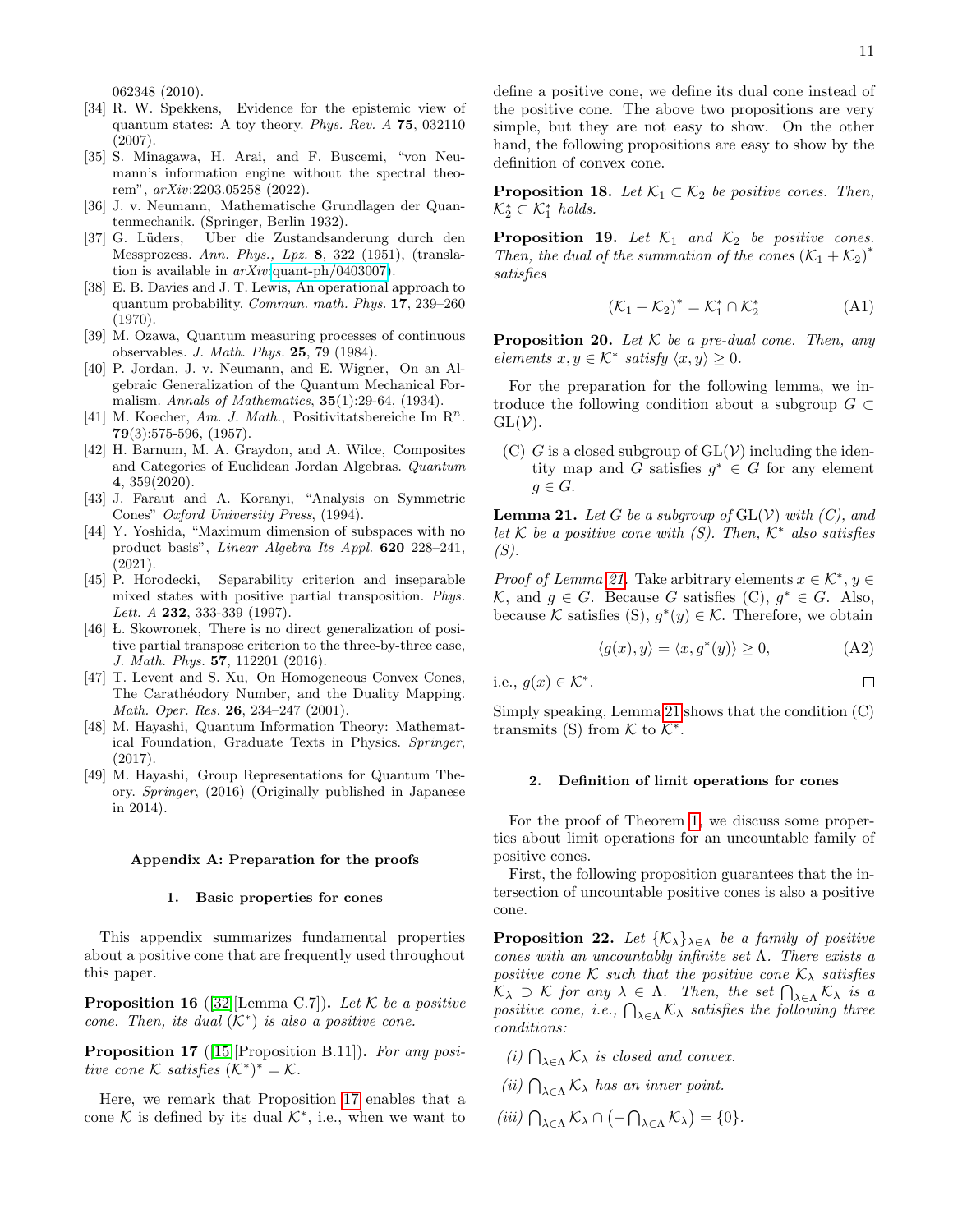062348 (2010).

[34] R. W. Spekkens, Evidence for the epistemic view of quantum states: A toy theory. *Phys. Rev. A* **75**, 032110 (2007).

[35] S. Minagawa, H. Arai, and F. Buscemi, "von Neumann's information engine without the spectral theorem", *arXiv*:2203.05258 (2022).

[36] J. v. Neumann, Mathematische Grundlagen der Quantenmechanik. (Springer, Berlin 1932).

[37] G. Lüders, Uber die Zustandsanderung durch den Messprozess. *Ann. Phys., Lpz.* **8**, 322 (1951), (translation is available in *arXiv*:quant-ph/0403007).

[38] E. B. Davies and J. T. Lewis, An operational approach to quantum probability. *Commun. math. Phys.* **17**, 239–260 (1970).

[39] M. Ozawa, Quantum measuring processes of continuous observables. *J. Math. Phys.* **25**, 79 (1984).

[40] P. Jordan, J. v. Neumann, and E. Wigner, On an Algebraic Generalization of the Quantum Mechanical Formalism. *Annals of Mathematics*, **35**(1):29-64, (1934).

[41] M. Koecher, *Am. J. Math.*, Positivitatsbereiche Im R$^n$. **79**(3):575-596, (1957).

[42] H. Barnum, M. A. Graydon, and A. Wilce, Composites and Categories of Euclidean Jordan Algebras. *Quantum* **4**, 359(2020).

[43] J. Faraut and A. Koranyi, "Analysis on Symmetric Cones" *Oxford University Press*, (1994).

[44] Y. Yoshida, "Maximum dimension of subspaces with no product basis", *Linear Algebra Its Appl.* **620** 228–241, (2021).

[45] P. Horodecki, Separability criterion and inseparable mixed states with positive partial transposition. *Phys. Lett. A* **232**, 333-339 (1997).

[46] L. Skowronek, There is no direct generalization of positive partial transpose criterion to the three-by-three case, *J. Math. Phys.* **57**, 112201 (2016).

[47] T. Levent and S. Xu, On Homogeneous Convex Cones, The Carathéodory Number, and the Duality Mapping. *Math. Oper. Res.* **26**, 234–247 (2001).

[48] M. Hayashi, Quantum Information Theory: Mathematical Foundation, Graduate Texts in Physics. *Springer*, (2017).

[49] M. Hayashi, Group Representations for Quantum Theory. *Springer*, (2016) (Originally published in Japanese in 2014).

## Appendix A: Preparation for the proofs

### 1. Basic properties for cones

This appendix summarizes fundamental properties about a positive cone that are frequently used throughout this paper.

**Proposition 16** ([32][Lemma C.7])**.** *Let $\mathcal{K}$ be a positive cone. Then, its dual $(\mathcal{K}^*)$ is also a positive cone.*

**Proposition 17** ([15][Proposition B.11])**.** *For any positive cone $\mathcal{K}$ satisfies $(\mathcal{K}^*)^* = \mathcal{K}$.*

Here, we remark that Proposition 17 enables that a cone $\mathcal{K}$ is defined by its dual $\mathcal{K}^*$, i.e., when we want to define a positive cone, we define its dual cone instead of the positive cone. The above two propositions are very simple, but they are not easy to show. On the other hand, the following propositions are easy to show by the definition of convex cone.

**Proposition 18.** *Let $\mathcal{K}_1 \subset \mathcal{K}_2$ be positive cones. Then, $\mathcal{K}_2^* \subset \mathcal{K}_1^*$ holds.*

**Proposition 19.** *Let $\mathcal{K}_1$ and $\mathcal{K}_2$ be positive cones. Then, the dual of the summation of the cones $(\mathcal{K}_1 + \mathcal{K}_2)^*$ satisfies*

$$(\mathcal{K}_1 + \mathcal{K}_2)^* = \mathcal{K}_1^* \cap \mathcal{K}_2^* \tag{A1}$$

**Proposition 20.** *Let $\mathcal{K}$ be a pre-dual cone. Then, any elements $x, y \in \mathcal{K}^*$ satisfy $\langle x, y\rangle \geq 0$.*

For the preparation for the following lemma, we introduce the following condition about a subgroup $G \subset \mathrm{GL}(\mathcal{V})$.

(C) $G$ is a closed subgroup of $\mathrm{GL}(\mathcal{V})$ including the identity map and $G$ satisfies $g^* \in G$ for any element $g \in G$.

**Lemma 21.** *Let $G$ be a subgroup of $\mathrm{GL}(\mathcal{V})$ with (C), and let $\mathcal{K}$ be a positive cone with (S). Then, $\mathcal{K}^*$ also satisfies (S).*

*Proof of Lemma 21.* Take arbitrary elements $x \in \mathcal{K}^*$, $y \in \mathcal{K}$, and $g \in G$. Because $G$ satisfies (C), $g^* \in G$. Also, because $\mathcal{K}$ satisfies (S), $g^*(y) \in \mathcal{K}$. Therefore, we obtain

$$\langle g(x), y\rangle = \langle x, g^*(y)\rangle \geq 0, \tag{A2}$$

i.e., $g(x) \in \mathcal{K}^*$. □

Simply speaking, Lemma 21 shows that the condition (C) transmits (S) from $\mathcal{K}$ to $\mathcal{K}^*$.

### 2. Definition of limit operations for cones

For the proof of Theorem 1, we discuss some properties about limit operations for an uncountable family of positive cones.

First, the following proposition guarantees that the intersection of uncountable positive cones is also a positive cone.

**Proposition 22.** *Let $\{\mathcal{K}_\lambda\}_{\lambda\in\Lambda}$ be a family of positive cones with an uncountably infinite set $\Lambda$. There exists a positive cone $\mathcal{K}$ such that the positive cone $\mathcal{K}_\lambda$ satisfies $\mathcal{K}_\lambda \supset \mathcal{K}$ for any $\lambda \in \Lambda$. Then, the set $\bigcap_{\lambda\in\Lambda}\mathcal{K}_\lambda$ is a positive cone, i.e., $\bigcap_{\lambda\in\Lambda}\mathcal{K}_\lambda$ satisfies the following three conditions:*

*(i) $\bigcap_{\lambda\in\Lambda}\mathcal{K}_\lambda$ is closed and convex.*

*(ii) $\bigcap_{\lambda\in\Lambda}\mathcal{K}_\lambda$ has an inner point.*

*(iii) $\bigcap_{\lambda\in\Lambda}\mathcal{K}_\lambda \cap \left(-\bigcap_{\lambda\in\Lambda}\mathcal{K}_\lambda\right) = \{0\}$.*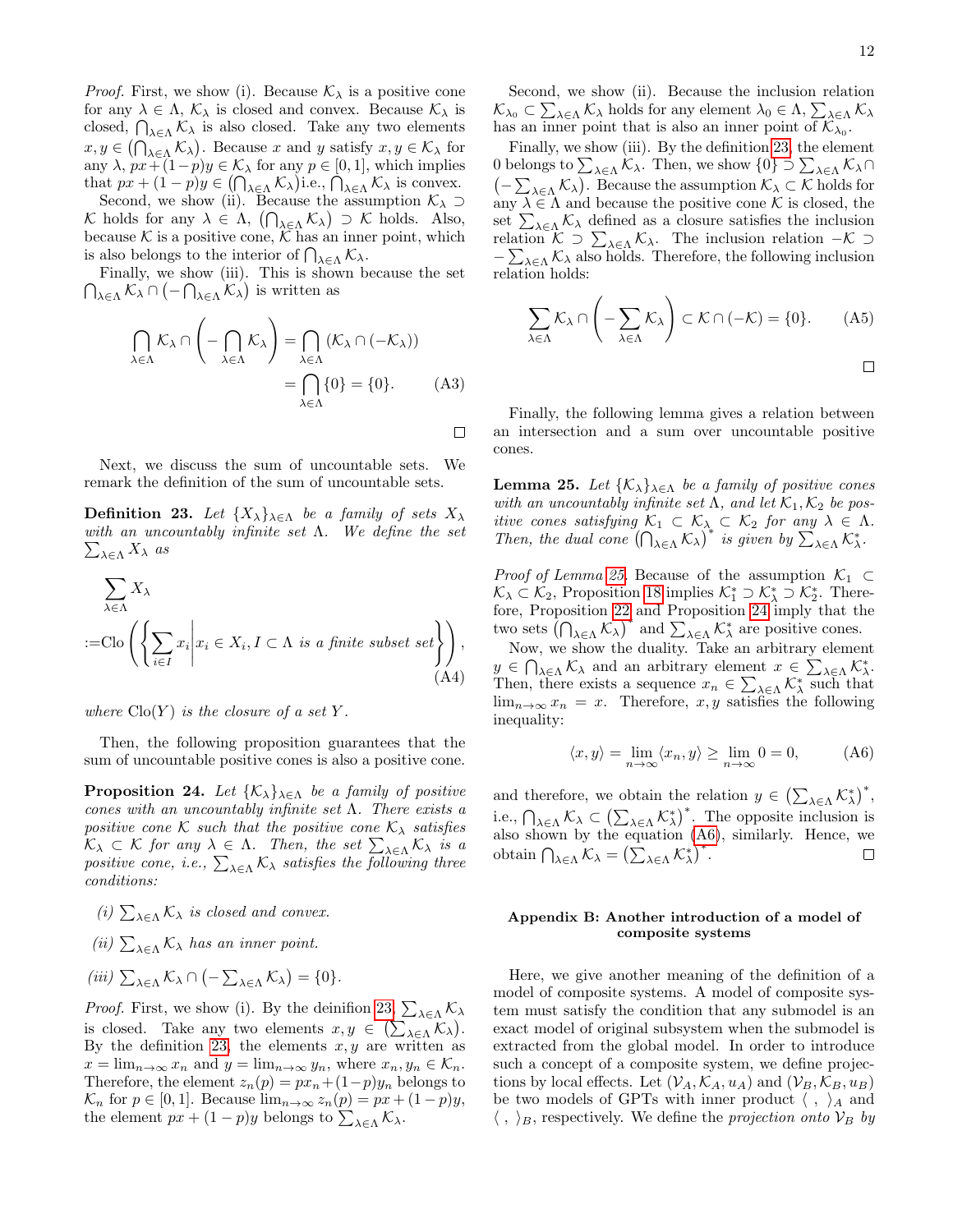*Proof.* First, we show (i). Because $\mathcal{K}_\lambda$ is a positive cone for any $\lambda \in \Lambda$, $\mathcal{K}_\lambda$ is closed and convex. Because $\mathcal{K}_\lambda$ is closed, $\bigcap_{\lambda\in\Lambda}\mathcal{K}_\lambda$ is also closed. Take any two elements $x, y \in \left(\bigcap_{\lambda\in\Lambda}\mathcal{K}_\lambda\right)$. Because $x$ and $y$ satisfy $x, y \in \mathcal{K}_\lambda$ for any $\lambda$, $px + (1-p)y \in \mathcal{K}_\lambda$ for any $p \in [0,1]$, which implies that $px + (1-p)y \in \left(\bigcap_{\lambda\in\Lambda}\mathcal{K}_\lambda\right)$i.e., $\bigcap_{\lambda\in\Lambda}\mathcal{K}_\lambda$ is convex.

Second, we show (ii). Because the assumption $\mathcal{K}_\lambda \supset \mathcal{K}$ holds for any $\lambda \in \Lambda$, $\left(\bigcap_{\lambda\in\Lambda}\mathcal{K}_\lambda\right) \supset \mathcal{K}$ holds. Also, because $\mathcal{K}$ is a positive cone, $\mathcal{K}$ has an inner point, which is also belongs to the interior of $\bigcap_{\lambda\in\Lambda}\mathcal{K}_\lambda$.

Finally, we show (iii). This is shown because the set $\bigcap_{\lambda\in\Lambda}\mathcal{K}_\lambda \cap \left(-\bigcap_{\lambda\in\Lambda}\mathcal{K}_\lambda\right)$ is written as

$$\begin{aligned}\bigcap_{\lambda\in\Lambda}\mathcal{K}_\lambda \cap \left(-\bigcap_{\lambda\in\Lambda}\mathcal{K}_\lambda\right) &= \bigcap_{\lambda\in\Lambda}\left(\mathcal{K}_\lambda \cap (-\mathcal{K}_\lambda)\right)\\ &= \bigcap_{\lambda\in\Lambda}\{0\} = \{0\}. \end{aligned} \tag{A3}$$

□

Next, we discuss the sum of uncountable sets. We remark the definition of the sum of uncountable sets.

**Definition 23.** *Let $\{X_\lambda\}_{\lambda\in\Lambda}$ be a family of sets $X_\lambda$ with an uncountably infinite set $\Lambda$. We define the set $\sum_{\lambda\in\Lambda} X_\lambda$ as*

$$\begin{aligned}&\sum_{\lambda\in\Lambda} X_\lambda\\ :=&\mathrm{Clo}\left(\left\{\sum_{i\in I} x_i \middle| x_i \in X_i, I \subset \Lambda \text{ is a finite subset set}\right\}\right),\end{aligned} \tag{A4}$$

*where $\mathrm{Clo}(Y)$ is the closure of a set $Y$.*

Then, the following proposition guarantees that the sum of uncountable positive cones is also a positive cone.

**Proposition 24.** *Let $\{\mathcal{K}_\lambda\}_{\lambda\in\Lambda}$ be a family of positive cones with an uncountably infinite set $\Lambda$. There exists a positive cone $\mathcal{K}$ such that the positive cone $\mathcal{K}_\lambda$ satisfies $\mathcal{K}_\lambda \subset \mathcal{K}$ for any $\lambda \in \Lambda$. Then, the set $\sum_{\lambda\in\Lambda}\mathcal{K}_\lambda$ is a positive cone, i.e., $\sum_{\lambda\in\Lambda}\mathcal{K}_\lambda$ satisfies the following three conditions:*

*(i) $\sum_{\lambda\in\Lambda}\mathcal{K}_\lambda$ is closed and convex.*

*(ii) $\sum_{\lambda\in\Lambda}\mathcal{K}_\lambda$ has an inner point.*

*(iii) $\sum_{\lambda\in\Lambda}\mathcal{K}_\lambda \cap \left(-\sum_{\lambda\in\Lambda}\mathcal{K}_\lambda\right) = \{0\}$.*

*Proof.* First, we show (i). By the deinifion 23, $\sum_{\lambda\in\Lambda}\mathcal{K}_\lambda$ is closed. Take any two elements $x, y \in \left(\sum_{\lambda\in\Lambda}\mathcal{K}_\lambda\right)$. By the definition 23, the elements $x, y$ are written as $x = \lim_{n\to\infty} x_n$ and $y = \lim_{n\to\infty} y_n$, where $x_n, y_n \in \mathcal{K}_n$. Therefore, the element $z_n(p) = px_n + (1-p)y_n$ belongs to $\mathcal{K}_n$ for $p \in [0,1]$. Because $\lim_{n\to\infty} z_n(p) = px + (1-p)y$, the element $px + (1-p)y$ belongs to $\sum_{\lambda\in\Lambda}\mathcal{K}_\lambda$.

Second, we show (ii). Because the inclusion relation $\mathcal{K}_{\lambda_0} \subset \sum_{\lambda\in\Lambda}\mathcal{K}_\lambda$ holds for any element $\lambda_0 \in \Lambda$, $\sum_{\lambda\in\Lambda}\mathcal{K}_\lambda$ has an inner point that is also an inner point of $\mathcal{K}_{\lambda_0}$.

Finally, we show (iii). By the definition 23, the element 0 belongs to $\sum_{\lambda\in\Lambda}\mathcal{K}_\lambda$. Then, we show $\{0\} \supset \sum_{\lambda\in\Lambda}\mathcal{K}_\lambda \cap \left(-\sum_{\lambda\in\Lambda}\mathcal{K}_\lambda\right)$. Because the assumption $\mathcal{K}_\lambda \subset \mathcal{K}$ holds for any $\lambda \in \Lambda$ and because the positive cone $\mathcal{K}$ is closed, the set $\sum_{\lambda\in\Lambda}\mathcal{K}_\lambda$ defined as a closure satisfies the inclusion relation $\mathcal{K} \supset \sum_{\lambda\in\Lambda}\mathcal{K}_\lambda$. The inclusion relation $-\mathcal{K} \supset -\sum_{\lambda\in\Lambda}\mathcal{K}_\lambda$ also holds. Therefore, the following inclusion relation holds:

$$\sum_{\lambda\in\Lambda}\mathcal{K}_\lambda \cap \left(-\sum_{\lambda\in\Lambda}\mathcal{K}_\lambda\right) \subset \mathcal{K} \cap (-\mathcal{K}) = \{0\}. \tag{A5}$$

□

Finally, the following lemma gives a relation between an intersection and a sum over uncountable positive cones.

**Lemma 25.** *Let $\{\mathcal{K}_\lambda\}_{\lambda\in\Lambda}$ be a family of positive cones with an uncountably infinite set $\Lambda$, and let $\mathcal{K}_1, \mathcal{K}_2$ be positive cones satisfying $\mathcal{K}_1 \subset \mathcal{K}_\lambda \subset \mathcal{K}_2$ for any $\lambda \in \Lambda$. Then, the dual cone $\left(\bigcap_{\lambda\in\Lambda}\mathcal{K}_\lambda\right)^*$ is given by $\sum_{\lambda\in\Lambda}\mathcal{K}_\lambda^*$.*

*Proof of Lemma 25.* Because of the assumption $\mathcal{K}_1 \subset \mathcal{K}_\lambda \subset \mathcal{K}_2$, Proposition 18 implies $\mathcal{K}_1^* \supset \mathcal{K}_\lambda^* \supset \mathcal{K}_2^*$. Therefore, Proposition 22 and Proposition 24 imply that the two sets $\left(\bigcap_{\lambda\in\Lambda}\mathcal{K}_\lambda\right)^*$ and $\sum_{\lambda\in\Lambda}\mathcal{K}_\lambda^*$ are positive cones.

Now, we show the duality. Take an arbitrary element $y \in \bigcap_{\lambda\in\Lambda}\mathcal{K}_\lambda$ and an arbitrary element $x \in \sum_{\lambda\in\Lambda}\mathcal{K}_\lambda^*$. Then, there exists a sequence $x_n \in \sum_{\lambda\in\Lambda}\mathcal{K}_\lambda^*$ such that $\lim_{n\to\infty} x_n = x$. Therefore, $x, y$ satisfies the following inequality:

$$\langle x, y\rangle = \lim_{n\to\infty}\langle x_n, y\rangle \geq \lim_{n\to\infty} 0 = 0, \tag{A6}$$

and therefore, we obtain the relation $y \in \left(\sum_{\lambda\in\Lambda}\mathcal{K}_\lambda^*\right)^*$, i.e., $\bigcap_{\lambda\in\Lambda}\mathcal{K}_\lambda \subset \left(\sum_{\lambda\in\Lambda}\mathcal{K}_\lambda^*\right)^*$. The opposite inclusion is also shown by the equation (A6), similarly. Hence, we obtain $\bigcap_{\lambda\in\Lambda}\mathcal{K}_\lambda = \left(\sum_{\lambda\in\Lambda}\mathcal{K}_\lambda^*\right)^*$. □

## Appendix B: Another introduction of a model of composite systems

Here, we give another meaning of the definition of a model of composite systems. A model of composite system must satisfy the condition that any submodel is an exact model of original subsystem when the submodel is extracted from the global model. In order to introduce such a concept of a composite system, we define projections by local effects. Let $(\mathcal{V}_A, \mathcal{K}_A, u_A)$ and $(\mathcal{V}_B, \mathcal{K}_B, u_B)$ be two models of GPTs with inner product $\langle\ ,\ \rangle_A$ and $\langle\ ,\ \rangle_B$, respectively. We define the *projection onto $\mathcal{V}_B$ by*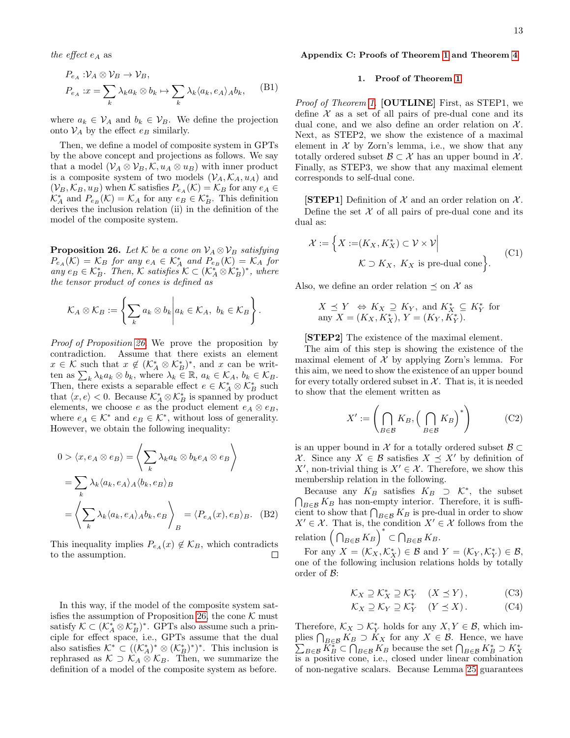*the effect* $e_A$ as

$$P_{e_A}:\mathcal{V}_A\otimes\mathcal{V}_B\to\mathcal{V}_B,$$
$$P_{e_A}:x=\sum_k\lambda_k a_k\otimes b_k\mapsto\sum_k\lambda_k\langle a_k,e_A\rangle_A b_k, \tag{B1}$$

where $a_k\in\mathcal{V}_A$ and $b_k\in\mathcal{V}_B$. We define the projection onto $\mathcal{V}_A$ by the effect $e_B$ similarly.

Then, we define a model of composite system in GPTs by the above concept and projections as follows. We say that a model $(\mathcal{V}_A\otimes\mathcal{V}_B,\mathcal{K},u_A\otimes u_B)$ with inner product is a composite system of two models $(\mathcal{V}_A,\mathcal{K}_A,u_A)$ and $(\mathcal{V}_B,\mathcal{K}_B,u_B)$ when $\mathcal{K}$ satisfies $P_{e_A}(\mathcal{K})=\mathcal{K}_B$ for any $e_A\in\mathcal{K}_A^*$ and $P_{e_B}(\mathcal{K})=\mathcal{K}_A$ for any $e_B\in\mathcal{K}_B^*$. This definition derives the inclusion relation (ii) in the definition of the model of the composite system.

**Proposition 26.** *Let* $\mathcal{K}$ *be a cone on* $\mathcal{V}_A\otimes\mathcal{V}_B$ *satisfying* $P_{e_A}(\mathcal{K})=\mathcal{K}_B$ *for any* $e_A\in\mathcal{K}_A^*$ *and* $P_{e_B}(\mathcal{K})=\mathcal{K}_A$ *for any* $e_B\in\mathcal{K}_B^*$. *Then,* $\mathcal{K}$ *satisfies* $\mathcal{K}\subset(\mathcal{K}_A^*\otimes\mathcal{K}_B^*)^*$*, where the tensor product of cones is defined as*

$$\mathcal{K}_A\otimes\mathcal{K}_B:=\left\{\sum_k a_k\otimes b_k\middle| a_k\in\mathcal{K}_A,\ b_k\in\mathcal{K}_B\right\}.$$

*Proof of Proposition 26.* We prove the proposition by contradiction. Assume that there exists an element $x\in\mathcal{K}$ such that $x\notin(\mathcal{K}_A^*\otimes\mathcal{K}_B^*)^*$, and $x$ can be written as $\sum_k\lambda_k a_k\otimes b_k$, where $\lambda_k\in\mathbb{R}$, $a_k\in\mathcal{K}_A$, $b_k\in\mathcal{K}_B$. Then, there exists a separable effect $e\in\mathcal{K}_A^*\otimes\mathcal{K}_B^*$ such that $\langle x,e\rangle<0$. Because $\mathcal{K}_A^*\otimes\mathcal{K}_B^*$ is spanned by product elements, we choose $e$ as the product element $e_A\otimes e_B$, where $e_A\in\mathcal{K}^*$ and $e_B\in\mathcal{K}^*$, without loss of generality. However, we obtain the following inequality:

$$\begin{aligned}0>\langle x,e_A\otimes e_B\rangle&=\left\langle\sum_k\lambda_k a_k\otimes b_k e_A\otimes e_B\right\rangle\\&=\sum_k\lambda_k\langle a_k,e_A\rangle_A\langle b_k,e_B\rangle_B\\&=\left\langle\sum_k\lambda_k\langle a_k,e_A\rangle_A b_k,e_B\right\rangle_B=\langle P_{e_A}(x),e_B\rangle_B.\end{aligned} \tag{B2}$$

This inequality implies $P_{e_A}(x)\notin\mathcal{K}_B$, which contradicts to the assumption. ∎

In this way, if the model of the composite system satisfies the assumption of Proposition 26, the cone $\mathcal{K}$ must satisfy $\mathcal{K}\subset(\mathcal{K}_A^*\otimes\mathcal{K}_B^*)^*$. GPTs also assume such a principle for effect space, i.e., GPTs assume that the dual also satisfies $\mathcal{K}^*\subset((\mathcal{K}_A^*)^*\otimes(\mathcal{K}_B^*)^*)^*$. This inclusion is rephrased as $\mathcal{K}\supset\mathcal{K}_A\otimes\mathcal{K}_B$. Then, we summarize the definition of a model of the composite system as before.

## Appendix C: Proofs of Theorem 1 and Theorem 4

### 1. Proof of Theorem 1

*Proof of Theorem 1.* **[OUTLINE]** First, as STEP1, we define $\mathcal{X}$ as a set of all pairs of pre-dual cone and its dual cone, and we also define an order relation on $\mathcal{X}$. Next, as STEP2, we show the existence of a maximal element in $\mathcal{X}$ by Zorn's lemma, i.e., we show that any totally ordered subset $\mathcal{B}\subset\mathcal{X}$ has an upper bound in $\mathcal{X}$. Finally, as STEP3, we show that any maximal element corresponds to self-dual cone.

**[STEP1]** Definition of $\mathcal{X}$ and an order relation on $\mathcal{X}$.

Define the set $\mathcal{X}$ of all pairs of pre-dual cone and its dual as:

$$\mathcal{X}:=\Big\{X:=(K_X,K_X^*)\subset\mathcal{V}\times\mathcal{V}\Big|\ \mathcal{K}\supset K_X,\ K_X \text{ is pre-dual cone}\Big\}. \tag{C1}$$

Also, we define an order relation $\preceq$ on $\mathcal{X}$ as

$X\preceq Y\ \Leftrightarrow K_X\supseteq K_Y$, and $K_X^*\subseteq K_Y^*$ for any $X=(K_X,K_X^*)$, $Y=(K_Y,K_Y^*)$.

**[STEP2]** The existence of the maximal element.

The aim of this step is showing the existence of the maximal element of $\mathcal{X}$ by applying Zorn's lemma. For this aim, we need to show the existence of an upper bound for every totally ordered subset in $\mathcal{X}$. That is, it is needed to show that the element written as

$$X':=\left(\bigcap_{B\in\mathcal{B}}K_B,\Big(\bigcap_{B\in\mathcal{B}}K_B\Big)^*\right) \tag{C2}$$

is an upper bound in $\mathcal{X}$ for a totally ordered subset $\mathcal{B}\subset\mathcal{X}$. Since any $X\in\mathcal{B}$ satisfies $X\preceq X'$ by definition of $X'$, non-trivial thing is $X'\in\mathcal{X}$. Therefore, we show this membership relation in the following.

Because any $K_B$ satisfies $K_B\supset\mathcal{K}^*$, the subset $\bigcap_{B\in\mathcal{B}}K_B$ has non-empty interior. Therefore, it is sufficient to show that $\bigcap_{B\in\mathcal{B}}K_B$ is pre-dual in order to show $X'\in\mathcal{X}$. That is, the condition $X'\in\mathcal{X}$ follows from the relation $\Big(\bigcap_{B\in\mathcal{B}}K_B\Big)^*\subset\bigcap_{B\in\mathcal{B}}K_B$.

For any $X=(\mathcal{K}_X,\mathcal{K}_X^*)\in\mathcal{B}$ and $Y=(\mathcal{K}_Y,\mathcal{K}_Y^*)\in\mathcal{B}$, one of the following inclusion relations holds by totally order of $\mathcal{B}$:

$$\mathcal{K}_X\supseteq\mathcal{K}_X^*\supseteq\mathcal{K}_Y^*\quad(X\preceq Y), \tag{C3}$$
$$\mathcal{K}_X\supseteq\mathcal{K}_Y\supseteq\mathcal{K}_Y^*\quad(Y\preceq X). \tag{C4}$$

Therefore, $\mathcal{K}_X\supset\mathcal{K}_Y^*$ holds for any $X,Y\in\mathcal{B}$, which implies $\bigcap_{B\in\mathcal{B}}K_B\supset K_X$ for any $X\in\mathcal{B}$. Hence, we have $\sum_{B\in\mathcal{B}}K_B^*\subset\bigcap_{B\in\mathcal{B}}K_B$ because the set $\bigcap_{B\in\mathcal{B}}K_B^*\supset K_X^*$ is a positive cone, i.e., closed under linear combination of non-negative scalars. Because Lemma 25 guarantees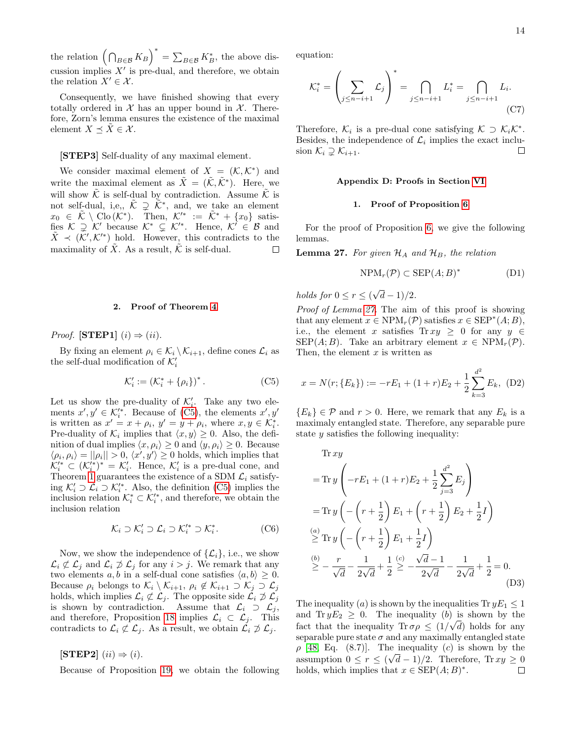the relation $\left(\bigcap_{B\in\mathcal{B}} K_B\right)^* = \sum_{B\in\mathcal{B}} K_B^*$, the above discussion implies $X'$ is pre-dual, and therefore, we obtain the relation $X' \in \mathcal{X}$.

Consequently, we have finished showing that every totally ordered in $\mathcal{X}$ has an upper bound in $\mathcal{X}$. Therefore, Zorn's lemma ensures the existence of the maximal element $X \preceq \tilde{X} \in \mathcal{X}$.

**[STEP3]** Self-duality of any maximal element.

We consider maximal element of $X = (\mathcal{K}, \mathcal{K}^*)$ and write the maximal element as $\tilde{X} = (\tilde{\mathcal{K}}, \tilde{\mathcal{K}}^*)$. Here, we will show $\tilde{\mathcal{K}}$ is self-dual by contradiction. Assume $\tilde{\mathcal{K}}$ is not self-dual, i,e,, $\tilde{\mathcal{K}} \supsetneq \tilde{\mathcal{K}}^*$, and, we take an element $x_0 \in \tilde{\mathcal{K}} \setminus \mathrm{Clo}(\mathcal{K}^*)$. Then, $\mathcal{K}'^* := \tilde{\mathcal{K}}^* + \{x_0\}$ satisfies $\mathcal{K} \supsetneq \mathcal{K}'$ because $\mathcal{K}^* \subsetneq \mathcal{K}'^*$. Hence, $\mathcal{K}' \in \mathcal{B}$ and $\tilde{X} \prec (\mathcal{K}', \mathcal{K}'^*)$ hold. However, this contradicts to the maximality of $\tilde{X}$. As a result, $\tilde{\mathcal{K}}$ is self-dual. □

## 2. Proof of Theorem 4

*Proof.* **[STEP1]** $(i) \Rightarrow (ii)$.

By fixing an element $\rho_i \in \mathcal{K}_i \setminus \mathcal{K}_{i+1}$, define cones $\mathcal{L}_i$ as the self-dual modification of $\mathcal{K}_i'$

$$\mathcal{K}_i' := (\mathcal{K}_i^* + \{\rho_i\})^* . \tag{C5}$$

Let us show the pre-duality of $\mathcal{K}_i'$. Take any two elements $x', y' \in \mathcal{K}_i'^*$. Because of (C5), the elements $x', y'$ is written as $x' = x + \rho_i$, $y' = y + \rho_i$, where $x, y \in \mathcal{K}_i^*$. Pre-duality of $\mathcal{K}_i$ implies that $\langle x, y\rangle \geq 0$. Also, the definition of dual implies $\langle x, \rho_i\rangle \geq 0$ and $\langle y, \rho_i\rangle \geq 0$. Because $\langle \rho_i, \rho_i\rangle = ||\rho_i|| > 0$, $\langle x', y'\rangle \geq 0$ holds, which implies that $\mathcal{K}_i'^* \subset (\mathcal{K}_i'^*)^* = \mathcal{K}_i'$. Hence, $\mathcal{K}_i'$ is a pre-dual cone, and Theorem 1 guarantees the existence of a SDM $\mathcal{L}_i$ satisfying $\mathcal{K}_i' \supset \mathcal{L}_i \supset \mathcal{K}_i'^*$. Also, the definition (C5) implies the inclusion relation $\mathcal{K}_i^* \subset \mathcal{K}_i'^*$, and therefore, we obtain the inclusion relation

$$\mathcal{K}_i \supset \mathcal{K}_i' \supset \mathcal{L}_i \supset \mathcal{K}_i'^* \supset \mathcal{K}_i^*. \tag{C6}$$

Now, we show the independence of $\{\mathcal{L}_i\}$, i.e., we show $\mathcal{L}_i \not\subset \mathcal{L}_j$ and $\mathcal{L}_i \not\supset \mathcal{L}_j$ for any $i > j$. We remark that any two elements $a, b$ in a self-dual cone satisfies $\langle a, b\rangle \geq 0$. Because $\rho_i$ belongs to $\mathcal{K}_i \setminus \mathcal{K}_{i+1}$, $\rho_i \notin \mathcal{K}_{i+1} \supset \mathcal{K}_j \supset \mathcal{L}_j$ holds, which implies $\mathcal{L}_i \not\subset \mathcal{L}_j$. The opposite side $\mathcal{L}_i \not\supset \mathcal{L}_j$ is shown by contradiction. Assume that $\mathcal{L}_i \supset \mathcal{L}_j$, and therefore, Proposition 18 implies $\mathcal{L}_i \subset \mathcal{L}_j$. This contradicts to $\mathcal{L}_i \not\subset \mathcal{L}_j$. As a result, we obtain $\mathcal{L}_i \not\supset \mathcal{L}_j$.

**[STEP2]** $(ii) \Rightarrow (i)$.

Because of Proposition 19, we obtain the following equation:

$$\mathcal{K}_i^* = \left(\sum_{j\leq n-i+1} \mathcal{L}_j\right)^* = \bigcap_{j\leq n-i+1} L_i^* = \bigcap_{j\leq n-i+1} L_i. \tag{C7}$$

Therefore, $\mathcal{K}_i$ is a pre-dual cone satisfying $\mathcal{K} \supset \mathcal{K}_i\mathcal{K}^*$. Besides, the independence of $\mathcal{L}_i$ implies the exact inclusion $\mathcal{K}_i \supsetneq \mathcal{K}_{i+1}$. □

# Appendix D: Proofs in Section VI

## 1. Proof of Proposition 6

For the proof of Proposition 6, we give the following lemmas.

**Lemma 27.** *For given $\mathcal{H}_A$ and $\mathcal{H}_B$, the relation*

$$\mathrm{NPM}_r(\mathcal{P}) \subset \mathrm{SEP}(A;B)^* \tag{D1}$$

*holds for $0 \leq r \leq (\sqrt{d}-1)/2$.*

*Proof of Lemma 27.* The aim of this proof is showing that any element $x \in \mathrm{NPM}_r(\mathcal{P})$ satisfies $x \in \mathrm{SEP}^*(A;B)$, i.e., the element $x$ satisfies $\mathrm{Tr}\, xy \geq 0$ for any $y \in \mathrm{SEP}(A;B)$. Take an arbitrary element $x \in \mathrm{NPM}_r(\mathcal{P})$. Then, the element $x$ is written as

$$x = N(r;\{E_k\}) := -rE_1 + (1+r)E_2 + \frac{1}{2}\sum_{k=3}^{d^2} E_k, \tag{D2}$$

$\{E_k\} \in \mathcal{P}$ and $r > 0$. Here, we remark that any $E_k$ is a maximaly entangled state. Therefore, any separable pure state $y$ satisfies the following inequality:

$$\begin{aligned}
&\mathrm{Tr}\, xy \\
&= \mathrm{Tr}\, y\left(-rE_1 + (1+r)E_2 + \frac{1}{2}\sum_{j=3}^{d^2} E_j\right) \\
&= \mathrm{Tr}\, y\left(-\left(r+\frac{1}{2}\right)E_1 + \left(r+\frac{1}{2}\right)E_2 + \frac{1}{2}I\right) \\
&\overset{(a)}{\geq} \mathrm{Tr}\, y\left(-\left(r+\frac{1}{2}\right)E_1 + \frac{1}{2}I\right) \\
&\overset{(b)}{\geq} -\frac{r}{\sqrt{d}} - \frac{1}{2\sqrt{d}} + \frac{1}{2} \overset{(c)}{\geq} -\frac{\sqrt{d}-1}{2\sqrt{d}} - \frac{1}{2\sqrt{d}} + \frac{1}{2} = 0.
\end{aligned} \tag{D3}$$

The inequality $(a)$ is shown by the inequalities $\mathrm{Tr}\, yE_1 \leq 1$ and $\mathrm{Tr}\, yE_2 \geq 0$. The inequality $(b)$ is shown by the fact that the inequality $\mathrm{Tr}\,\sigma\rho \leq (1/\sqrt{d})$ holds for any separable pure state $\sigma$ and any maximally entangled state $\rho$ [48, Eq. (8.7)]. The inequality $(c)$ is shown by the assumption $0 \leq r \leq (\sqrt{d}-1)/2$. Therefore, $\mathrm{Tr}\, xy \geq 0$ holds, which implies that $x \in \mathrm{SEP}(A;B)^*$. □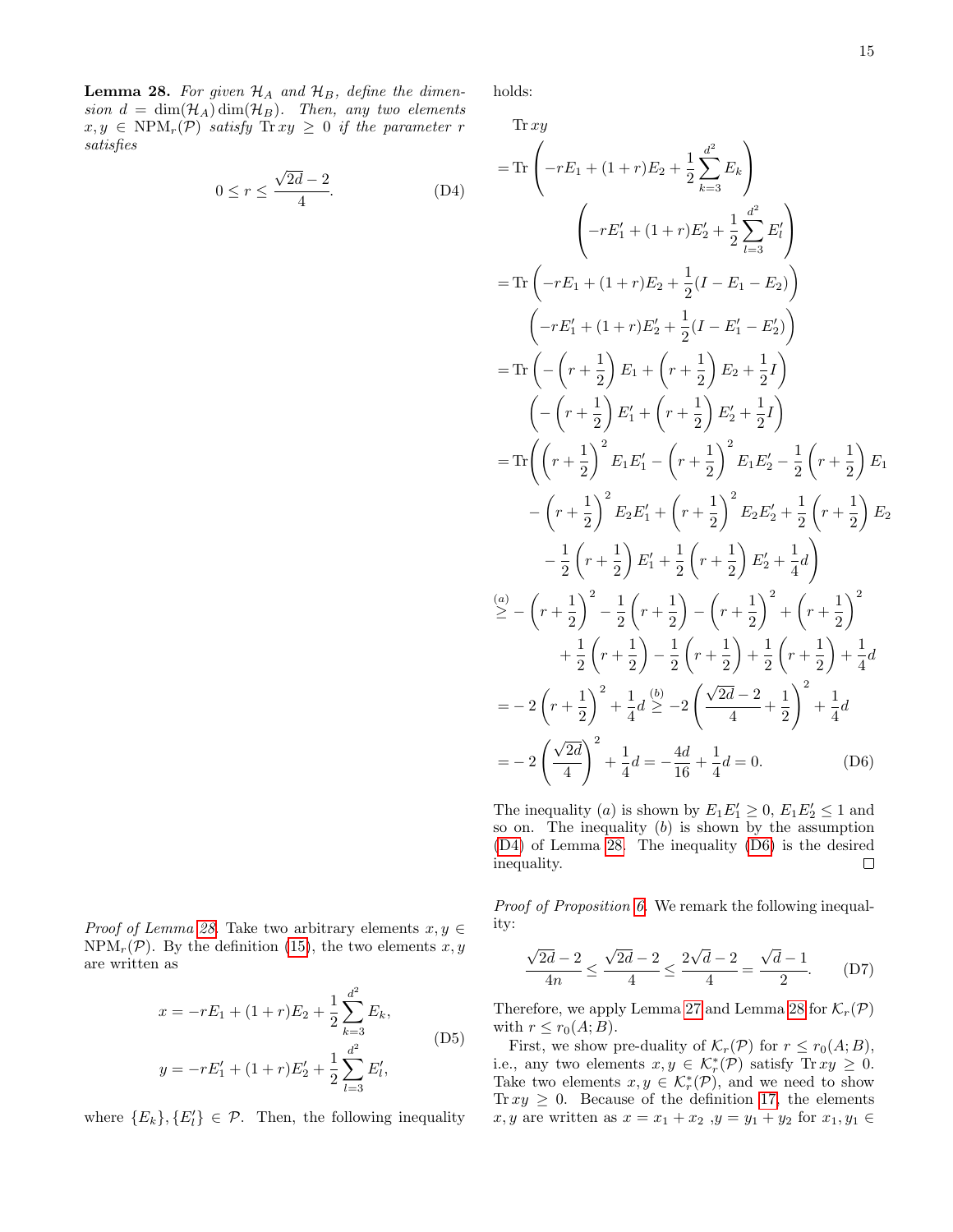**Lemma 28.** *For given $\mathcal{H}_A$ and $\mathcal{H}_B$, define the dimension $d = \dim(\mathcal{H}_A)\dim(\mathcal{H}_B)$. Then, any two elements $x, y \in \mathrm{NPM}_r(\mathcal{P})$ satisfy $\mathrm{Tr}\, xy \geq 0$ if the parameter $r$ satisfies*

$$0 \leq r \leq \frac{\sqrt{2d}-2}{4}. \tag{D4}$$

*Proof of Lemma 28.* Take two arbitrary elements $x, y \in \mathrm{NPM}_r(\mathcal{P})$. By the definition (15), the two elements $x, y$ are written as

$$\begin{aligned} x &= -rE_1 + (1+r)E_2 + \frac{1}{2}\sum_{k=3}^{d^2} E_k, \\ y &= -rE_1' + (1+r)E_2' + \frac{1}{2}\sum_{l=3}^{d^2} E_l', \end{aligned} \tag{D5}$$

where $\{E_k\}, \{E_l'\} \in \mathcal{P}$. Then, the following inequality holds:

$$\begin{aligned}
&\mathrm{Tr}\, xy \\
&= \mathrm{Tr}\left(-rE_1 + (1+r)E_2 + \frac{1}{2}\sum_{k=3}^{d^2} E_k\right) \left(-rE_1' + (1+r)E_2' + \frac{1}{2}\sum_{l=3}^{d^2} E_l'\right) \\
&= \mathrm{Tr}\left(-rE_1 + (1+r)E_2 + \frac{1}{2}(I - E_1 - E_2)\right) \left(-rE_1' + (1+r)E_2' + \frac{1}{2}(I - E_1' - E_2')\right) \\
&= \mathrm{Tr}\left(-\left(r+\frac{1}{2}\right)E_1 + \left(r+\frac{1}{2}\right)E_2 + \frac{1}{2}I\right) \left(-\left(r+\frac{1}{2}\right)E_1' + \left(r+\frac{1}{2}\right)E_2' + \frac{1}{2}I\right) \\
&= \mathrm{Tr}\Bigg(\left(r+\frac{1}{2}\right)^2 E_1E_1' - \left(r+\frac{1}{2}\right)^2 E_1E_2' - \frac{1}{2}\left(r+\frac{1}{2}\right)E_1 \\
&\qquad - \left(r+\frac{1}{2}\right)^2 E_2E_1' + \left(r+\frac{1}{2}\right)^2 E_2E_2' + \frac{1}{2}\left(r+\frac{1}{2}\right)E_2 \\
&\qquad - \frac{1}{2}\left(r+\frac{1}{2}\right)E_1' + \frac{1}{2}\left(r+\frac{1}{2}\right)E_2' + \frac{1}{4}d\Bigg) \\
&\overset{(a)}{\geq} -\left(r+\frac{1}{2}\right)^2 - \frac{1}{2}\left(r+\frac{1}{2}\right) - \left(r+\frac{1}{2}\right)^2 + \left(r+\frac{1}{2}\right)^2 \\
&\qquad + \frac{1}{2}\left(r+\frac{1}{2}\right) - \frac{1}{2}\left(r+\frac{1}{2}\right) + \frac{1}{2}\left(r+\frac{1}{2}\right) + \frac{1}{4}d \\
&= -2\left(r+\frac{1}{2}\right)^2 + \frac{1}{4}d \overset{(b)}{\geq} -2\left(\frac{\sqrt{2d}-2}{4} + \frac{1}{2}\right)^2 + \frac{1}{4}d \\
&= -2\left(\frac{\sqrt{2d}}{4}\right)^2 + \frac{1}{4}d = -\frac{4d}{16} + \frac{1}{4}d = 0.
\end{aligned} \tag{D6}$$

The inequality $(a)$ is shown by $E_1E_1' \geq 0$, $E_1E_2' \leq 1$ and so on. The inequality $(b)$ is shown by the assumption (D4) of Lemma 28. The inequality (D6) is the desired inequality. ◻

*Proof of Proposition 6.* We remark the following inequality:

$$\frac{\sqrt{2d}-2}{4n} \leq \frac{\sqrt{2d}-2}{4} \leq \frac{2\sqrt{d}-2}{4} = \frac{\sqrt{d}-1}{2}. \tag{D7}$$

Therefore, we apply Lemma 27 and Lemma 28 for $\mathcal{K}_r(\mathcal{P})$ with $r \leq r_0(A;B)$.

First, we show pre-duality of $\mathcal{K}_r(\mathcal{P})$ for $r \leq r_0(A;B)$, i.e., any two elements $x, y \in \mathcal{K}_r^*(\mathcal{P})$ satisfy $\mathrm{Tr}\, xy \geq 0$. Take two elements $x, y \in \mathcal{K}_r^*(\mathcal{P})$, and we need to show $\mathrm{Tr}\, xy \geq 0$. Because of the definition 17, the elements $x, y$ are written as $x = x_1 + x_2$ ,$y = y_1 + y_2$ for $x_1, y_1 \in$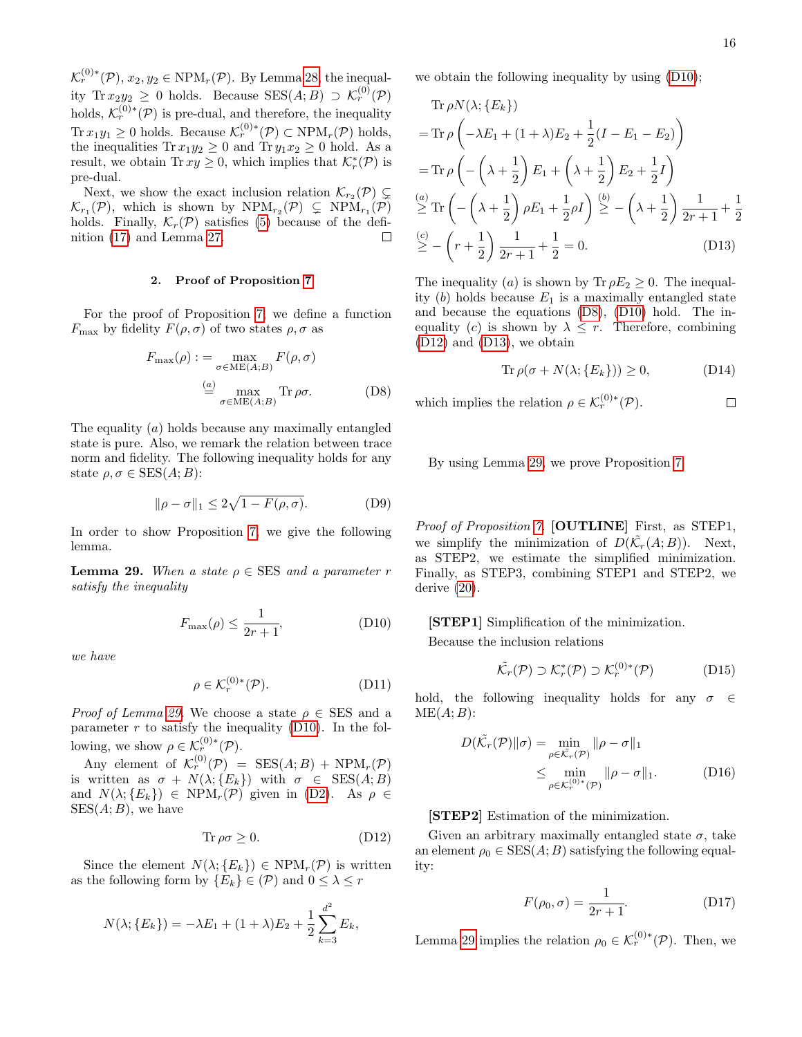$\mathcal{K}_r^{(0)*}(\mathcal{P})$, $x_2, y_2 \in \mathrm{NPM}_r(\mathcal{P})$. By Lemma 28, the inequality $\mathrm{Tr}\, x_2 y_2 \geq 0$ holds. Because $\mathrm{SES}(A;B) \supset \mathcal{K}_r^{(0)}(\mathcal{P})$ holds, $\mathcal{K}_r^{(0)*}(\mathcal{P})$ is pre-dual, and therefore, the inequality $\mathrm{Tr}\, x_1 y_1 \geq 0$ holds. Because $\mathcal{K}_r^{(0)*}(\mathcal{P}) \subset \mathrm{NPM}_r(\mathcal{P})$ holds, the inequalities $\mathrm{Tr}\, x_1 y_2 \geq 0$ and $\mathrm{Tr}\, y_1 x_2 \geq 0$ hold. As a result, we obtain $\mathrm{Tr}\, xy \geq 0$, which implies that $\mathcal{K}_r^*(\mathcal{P})$ is pre-dual.

Next, we show the exact inclusion relation $\mathcal{K}_{r_2}(\mathcal{P}) \subsetneq \mathcal{K}_{r_1}(\mathcal{P})$, which is shown by $\mathrm{NPM}_{r_2}(\mathcal{P}) \subsetneq \mathrm{NPM}_{r_1}(\mathcal{P})$ holds. Finally, $\mathcal{K}_r(\mathcal{P})$ satisfies (5) because of the definition (17) and Lemma 27. □

### 2. Proof of Proposition 7

For the proof of Proposition 7, we define a function $F_{\max}$ by fidelity $F(\rho,\sigma)$ of two states $\rho,\sigma$ as

$$
\begin{aligned}
F_{\max}(\rho) :&= \max_{\sigma \in \mathrm{ME}(A;B)} F(\rho,\sigma) \\
&\overset{(a)}{=} \max_{\sigma \in \mathrm{ME}(A;B)} \mathrm{Tr}\, \rho\sigma. 
\end{aligned} \tag{D8}
$$

The equality $(a)$ holds because any maximally entangled state is pure. Also, we remark the relation between trace norm and fidelity. The following inequality holds for any state $\rho, \sigma \in \mathrm{SES}(A;B)$:

$$
\|\rho - \sigma\|_1 \leq 2\sqrt{1 - F(\rho,\sigma)}. \tag{D9}
$$

In order to show Proposition 7, we give the following lemma.

**Lemma 29.** *When a state $\rho \in \mathrm{SES}$ and a parameter $r$ satisfy the inequality*

$$
F_{\max}(\rho) \leq \frac{1}{2r+1}, \tag{D10}
$$

*we have*

$$
\rho \in \mathcal{K}_r^{(0)*}(\mathcal{P}). \tag{D11}
$$

*Proof of Lemma 29.* We choose a state $\rho \in \mathrm{SES}$ and a parameter $r$ to satisfy the inequality (D10). In the following, we show $\rho \in \mathcal{K}_r^{(0)*}(\mathcal{P})$.

Any element of $\mathcal{K}_r^{(0)}(\mathcal{P}) = \mathrm{SES}(A;B) + \mathrm{NPM}_r(\mathcal{P})$ is written as $\sigma + N(\lambda;\{E_k\})$ with $\sigma \in \mathrm{SES}(A;B)$ and $N(\lambda;\{E_k\}) \in \mathrm{NPM}_r(\mathcal{P})$ given in (D2). As $\rho \in \mathrm{SES}(A;B)$, we have

$$
\mathrm{Tr}\, \rho\sigma \geq 0. \tag{D12}
$$

Since the element $N(\lambda;\{E_k\}) \in \mathrm{NPM}_r(\mathcal{P})$ is written as the following form by $\{E_k\} \in (\mathcal{P})$ and $0 \leq \lambda \leq r$

$$
N(\lambda;\{E_k\}) = -\lambda E_1 + (1+\lambda)E_2 + \frac{1}{2}\sum_{k=3}^{d^2} E_k,
$$

we obtain the following inequality by using (D10);

$$
\begin{aligned}
&\mathrm{Tr}\, \rho N(\lambda;\{E_k\}) \\
&= \mathrm{Tr}\, \rho \left( -\lambda E_1 + (1+\lambda)E_2 + \frac{1}{2}(I - E_1 - E_2) \right) \\
&= \mathrm{Tr}\, \rho \left( -\left(\lambda + \frac{1}{2}\right) E_1 + \left(\lambda + \frac{1}{2}\right) E_2 + \frac{1}{2} I \right) \\
&\overset{(a)}{\geq} \mathrm{Tr} \left( -\left(\lambda + \frac{1}{2}\right) \rho E_1 + \frac{1}{2}\rho I \right) \overset{(b)}{\geq} -\left(\lambda + \frac{1}{2}\right) \frac{1}{2r+1} + \frac{1}{2} \\
&\overset{(c)}{\geq} -\left(r + \frac{1}{2}\right) \frac{1}{2r+1} + \frac{1}{2} = 0.
\end{aligned} \tag{D13}
$$

The inequality $(a)$ is shown by $\mathrm{Tr}\, \rho E_2 \geq 0$. The inequality $(b)$ holds because $E_1$ is a maximally entangled state and because the equations (D8), (D10) hold. The inequality $(c)$ is shown by $\lambda \leq r$. Therefore, combining (D12) and (D13), we obtain

$$
\mathrm{Tr}\, \rho(\sigma + N(\lambda;\{E_k\})) \geq 0, \tag{D14}
$$

which implies the relation $\rho \in \mathcal{K}_r^{(0)*}(\mathcal{P})$. □

By using Lemma 29, we prove Proposition 7.

*Proof of Proposition 7.* **[OUTLINE]** First, as STEP1, we simplify the minimization of $D(\tilde{\mathcal{K}}_r(A;B))$. Next, as STEP2, we estimate the simplified minimization. Finally, as STEP3, combining STEP1 and STEP2, we derive (20).

**[STEP1]** Simplification of the minimization.

Because the inclusion relations

$$
\tilde{\mathcal{K}}_r(\mathcal{P}) \supset \mathcal{K}_r^*(\mathcal{P}) \supset \mathcal{K}_r^{(0)*}(\mathcal{P}) \tag{D15}
$$

hold, the following inequality holds for any $\sigma \in \mathrm{ME}(A;B)$:

$$
\begin{aligned}
D(\tilde{\mathcal{K}}_r(\mathcal{P})\|\sigma) &= \min_{\rho \in \tilde{\mathcal{K}}_r(\mathcal{P})} \|\rho - \sigma\|_1 \\
&\leq \min_{\rho \in \mathcal{K}_r^{(0)*}(\mathcal{P})} \|\rho - \sigma\|_1.
\end{aligned} \tag{D16}
$$

**[STEP2]** Estimation of the minimization.

Given an arbitrary maximally entangled state $\sigma$, take an element $\rho_0 \in \mathrm{SES}(A;B)$ satisfying the following equality:

$$
F(\rho_0, \sigma) = \frac{1}{2r+1}. \tag{D17}
$$

Lemma 29 implies the relation $\rho_0 \in \mathcal{K}_r^{(0)*}(\mathcal{P})$. Then, we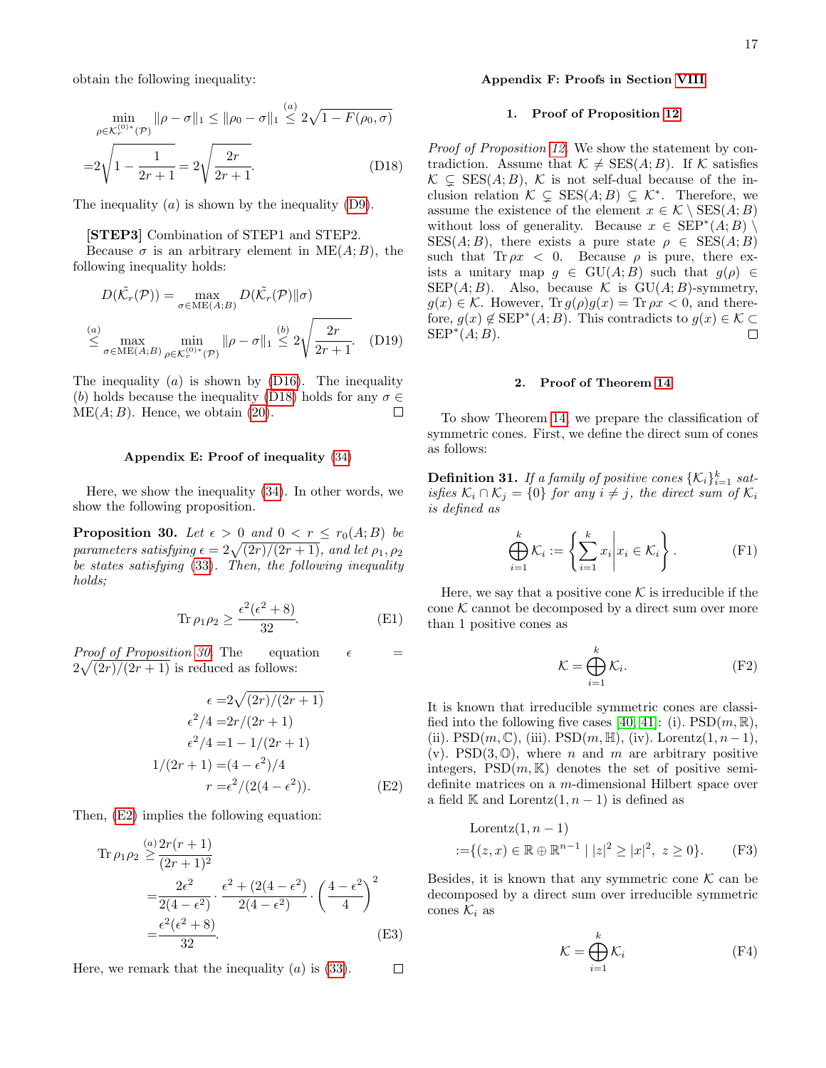obtain the following inequality:

$$\min_{\rho\in\mathcal{K}_r^{(0)*}(\mathcal{P})}\|\rho-\sigma\|_1 \le \|\rho_0-\sigma\|_1 \overset{(a)}{\le} 2\sqrt{1-F(\rho_0,\sigma)}$$
$$=2\sqrt{1-\frac{1}{2r+1}}=2\sqrt{\frac{2r}{2r+1}}. \tag{D18}$$

The inequality $(a)$ is shown by the inequality (D9).

**[STEP3]** Combination of STEP1 and STEP2.

Because $\sigma$ is an arbitrary element in $\mathrm{ME}(A;B)$, the following inequality holds:

$$D(\tilde{\mathcal{K}_r}(\mathcal{P}))=\max_{\sigma\in\mathrm{ME}(A;B)}D(\tilde{\mathcal{K}_r}(\mathcal{P})\|\sigma)$$
$$\overset{(a)}{\le}\max_{\sigma\in\mathrm{ME}(A;B)}\min_{\rho\in\mathcal{K}_r^{(0)*}(\mathcal{P})}\|\rho-\sigma\|_1 \overset{(b)}{\le} 2\sqrt{\frac{2r}{2r+1}}. \tag{D19}$$

The inequality $(a)$ is shown by (D16). The inequality $(b)$ holds because the inequality (D18) holds for any $\sigma\in\mathrm{ME}(A;B)$. Hence, we obtain (20). □

### Appendix E: Proof of inequality (34)

Here, we show the inequality (34). In other words, we show the following proposition.

**Proposition 30.** *Let $\epsilon>0$ and $0<r\le r_0(A;B)$ be parameters satisfying $\epsilon=2\sqrt{(2r)/(2r+1)}$, and let $\rho_1,\rho_2$ be states satisfying (33). Then, the following inequality holds;*

$$\mathrm{Tr}\,\rho_1\rho_2\ge\frac{\epsilon^2(\epsilon^2+8)}{32}. \tag{E1}$$

*Proof of Proposition 30.* The equation $\epsilon=2\sqrt{(2r)/(2r+1)}$ is reduced as follows:

$$\begin{aligned}\epsilon=&2\sqrt{(2r)/(2r+1)}\\ \epsilon^2/4=&2r/(2r+1)\\ \epsilon^2/4=&1-1/(2r+1)\\ 1/(2r+1)=&(4-\epsilon^2)/4\\ r=&\epsilon^2/(2(4-\epsilon^2)).\end{aligned} \tag{E2}$$

Then, (E2) implies the following equation:

$$\begin{aligned}\mathrm{Tr}\,\rho_1\rho_2\overset{(a)}{\ge}&\frac{2r(r+1)}{(2r+1)^2}\\ =&\frac{2\epsilon^2}{2(4-\epsilon^2)}\cdot\frac{\epsilon^2+(2(4-\epsilon^2)}{2(4-\epsilon^2)}\cdot\left(\frac{4-\epsilon^2}{4}\right)^2\\ =&\frac{\epsilon^2(\epsilon^2+8)}{32}.\end{aligned} \tag{E3}$$

Here, we remark that the inequality $(a)$ is (33). □

### Appendix F: Proofs in Section VIII

#### 1. Proof of Proposition 12

*Proof of Proposition 12.* We show the statement by contradiction. Assume that $\mathcal{K}\neq\mathrm{SES}(A;B)$. If $\mathcal{K}$ satisfies $\mathcal{K}\subsetneq\mathrm{SES}(A;B)$, $\mathcal{K}$ is not self-dual because of the inclusion relation $\mathcal{K}\subsetneq\mathrm{SES}(A;B)\subsetneq\mathcal{K}^*$. Therefore, we assume the existence of the element $x\in\mathcal{K}\setminus\mathrm{SES}(A;B)$ without loss of generality. Because $x\in\mathrm{SEP}^*(A;B)\setminus\mathrm{SES}(A;B)$, there exists a pure state $\rho\in\mathrm{SES}(A;B)$ such that $\mathrm{Tr}\,\rho x<0$. Because $\rho$ is pure, there exists a unitary map $g\in\mathrm{GU}(A;B)$ such that $g(\rho)\in\mathrm{SEP}(A;B)$. Also, because $\mathcal{K}$ is $\mathrm{GU}(A;B)$-symmetry, $g(x)\in\mathcal{K}$. However, $\mathrm{Tr}\,g(\rho)g(x)=\mathrm{Tr}\,\rho x<0$, and therefore, $g(x)\notin\mathrm{SEP}^*(A;B)$. This contradicts to $g(x)\in\mathcal{K}\subset\mathrm{SEP}^*(A;B)$. □

#### 2. Proof of Theorem 14

To show Theorem 14, we prepare the classification of symmetric cones. First, we define the direct sum of cones as follows:

**Definition 31.** *If a family of positive cones $\{\mathcal{K}_i\}_{i=1}^k$ satisfies $\mathcal{K}_i\cap\mathcal{K}_j=\{0\}$ for any $i\neq j$, the direct sum of $\mathcal{K}_i$ is defined as*

$$\bigoplus_{i=1}^k\mathcal{K}_i:=\left\{\sum_{i=1}^k x_i\middle|x_i\in\mathcal{K}_i\right\}. \tag{F1}$$

Here, we say that a positive cone $\mathcal{K}$ is irreducible if the cone $\mathcal{K}$ cannot be decomposed by a direct sum over more than 1 positive cones as

$$\mathcal{K}=\bigoplus_{i=1}^k\mathcal{K}_i. \tag{F2}$$

It is known that irreducible symmetric cones are classified into the following five cases [40, 41]: (i). $\mathrm{PSD}(m,\mathbb{R})$, (ii). $\mathrm{PSD}(m,\mathbb{C})$, (iii). $\mathrm{PSD}(m,\mathbb{H})$, (iv). $\mathrm{Lorentz}(1,n-1)$, (v). $\mathrm{PSD}(3,\mathbb{O})$, where $n$ and $m$ are arbitrary positive integers, $\mathrm{PSD}(m,\mathbb{K})$ denotes the set of positive semi-definite matrices on a $m$-dimensional Hilbert space over a field $\mathbb{K}$ and $\mathrm{Lorentz}(1,n-1)$ is defined as

$$\begin{aligned}&\mathrm{Lorentz}(1,n-1)\\ :=&\{(z,x)\in\mathbb{R}\oplus\mathbb{R}^{n-1}\mid |z|^2\ge|x|^2,\ z\ge0\}.\end{aligned} \tag{F3}$$

Besides, it is known that any symmetric cone $\mathcal{K}$ can be decomposed by a direct sum over irreducible symmetric cones $\mathcal{K}_i$ as

$$\mathcal{K}=\bigoplus_{i=1}^k\mathcal{K}_i \tag{F4}$$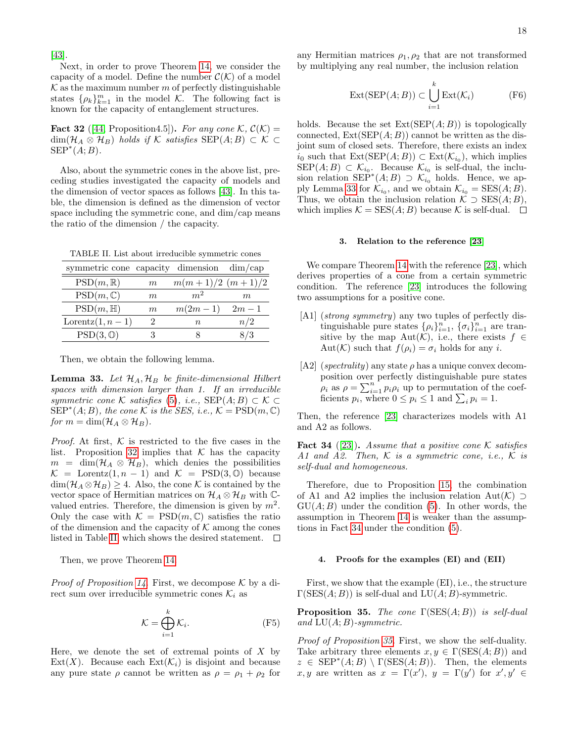[43].

Next, in order to prove Theorem 14, we consider the capacity of a model. Define the number $\mathcal{C}(\mathcal{K})$ of a model $\mathcal{K}$ as the maximum number $m$ of perfectly distinguishable states $\{\rho_k\}_{k=1}^m$ in the model $\mathcal{K}$. The following fact is known for the capacity of entanglement structures.

**Fact 32** ([44, Proposition4.5]). *For any cone $\mathcal{K}$, $\mathcal{C}(\mathcal{K}) = \dim(\mathcal{H}_A \otimes \mathcal{H}_B)$ holds if $\mathcal{K}$ satisfies $\mathrm{SEP}(A;B) \subset \mathcal{K} \subset \mathrm{SEP}^*(A;B)$.*

Also, about the symmetric cones in the above list, preceding studies investigated the capacity of models and the dimension of vector spaces as follows [43]. In this table, the dimension is defined as the dimension of vector space including the symmetric cone, and dim/cap means the ratio of the dimension / the capacity.

TABLE II. List about irreducible symmetric cones

| symmetric cone | capacity | dimension | dim/cap |
|---|---|---|---|
| $\mathrm{PSD}(m,\mathbb{R})$ | $m$ | $m(m+1)/2$ | $(m+1)/2$ |
| $\mathrm{PSD}(m,\mathbb{C})$ | $m$ | $m^2$ | $m$ |
| $\mathrm{PSD}(m,\mathbb{H})$ | $m$ | $m(2m-1)$ | $2m-1$ |
| $\mathrm{Lorentz}(1,n-1)$ | 2 | $n$ | $n/2$ |
| $\mathrm{PSD}(3,\mathbb{O})$ | 3 | 8 | $8/3$ |

Then, we obtain the following lemma.

**Lemma 33.** *Let $\mathcal{H}_A, \mathcal{H}_B$ be finite-dimensional Hilbert spaces with dimension larger than 1. If an irreducible symmetric cone $\mathcal{K}$ satisfies (5), i.e., $\mathrm{SEP}(A;B) \subset \mathcal{K} \subset \mathrm{SEP}^*(A;B)$, the cone $\mathcal{K}$ is the SES, i.e., $\mathcal{K} = \mathrm{PSD}(m,\mathbb{C})$ for $m = \dim(\mathcal{H}_A \otimes \mathcal{H}_B)$.*

*Proof.* At first, $\mathcal{K}$ is restricted to the five cases in the list. Proposition 32 implies that $\mathcal{K}$ has the capacity $m = \dim(\mathcal{H}_A \otimes \mathcal{H}_B)$, which denies the possibilities $\mathcal{K} = \mathrm{Lorentz}(1,n-1)$ and $\mathcal{K} = \mathrm{PSD}(3,\mathbb{O})$ because $\dim(\mathcal{H}_A \otimes \mathcal{H}_B) \geq 4$. Also, the cone $\mathcal{K}$ is contained by the vector space of Hermitian matrices on $\mathcal{H}_A \otimes \mathcal{H}_B$ with $\mathbb{C}$-valued entries. Therefore, the dimension is given by $m^2$. Only the case with $\mathcal{K} = \mathrm{PSD}(m,\mathbb{C})$ satisfies the ratio of the dimension and the capacity of $\mathcal{K}$ among the cones listed in Table II, which shows the desired statement. $\square$

Then, we prove Theorem 14.

*Proof of Proposition 14.* First, we decompose $\mathcal{K}$ by a direct sum over irreducible symmetric cones $\mathcal{K}_i$ as

$$\mathcal{K} = \bigoplus_{i=1}^{k} \mathcal{K}_i. \tag{F5}$$

Here, we denote the set of extremal points of $X$ by $\mathrm{Ext}(X)$. Because each $\mathrm{Ext}(\mathcal{K}_i)$ is disjoint and because any pure state $\rho$ cannot be written as $\rho = \rho_1 + \rho_2$ for any Hermitian matrices $\rho_1, \rho_2$ that are not transformed by multiplying any real number, the inclusion relation

$$\mathrm{Ext}(\mathrm{SEP}(A;B)) \subset \bigcup_{i=1}^{k} \mathrm{Ext}(\mathcal{K}_i) \tag{F6}$$

holds. Because the set $\mathrm{Ext}(\mathrm{SEP}(A;B))$ is topologically connected, $\mathrm{Ext}(\mathrm{SEP}(A;B))$ cannot be written as the disjoint sum of closed sets. Therefore, there exists an index $i_0$ such that $\mathrm{Ext}(\mathrm{SEP}(A;B)) \subset \mathrm{Ext}(\mathcal{K}_{i_0})$, which implies $\mathrm{SEP}(A;B) \subset \mathcal{K}_{i_0}$. Because $\mathcal{K}_{i_0}$ is self-dual, the inclusion relation $\mathrm{SEP}^*(A;B) \supset \mathcal{K}_{i_0}$ holds. Hence, we apply Lemma 33 for $\mathcal{K}_{i_0}$, and we obtain $\mathcal{K}_{i_0} = \mathrm{SES}(A;B)$. Thus, we obtain the inclusion relation $\mathcal{K} \supset \mathrm{SES}(A;B)$, which implies $\mathcal{K} = \mathrm{SES}(A;B)$ because $\mathcal{K}$ is self-dual. $\square$

### 3. Relation to the reference [23]

We compare Theorem 14 with the reference [23], which derives properties of a cone from a certain symmetric condition. The reference [23] introduces the following two assumptions for a positive cone.

- [A1] (*strong symmetry*) any two tuples of perfectly distinguishable pure states $\{\rho_i\}_{i=1}^n$, $\{\sigma_i\}_{i=1}^n$ are transitive by the map $\mathrm{Aut}(\mathcal{K})$, i.e., there exists $f \in \mathrm{Aut}(\mathcal{K})$ such that $f(\rho_i) = \sigma_i$ holds for any $i$.
- [A2] (*spectrality*) any state $\rho$ has a unique convex decomposition over perfectly distinguishable pure states $\rho_i$ as $\rho = \sum_{i=1}^n p_i \rho_i$ up to permutation of the coefficients $p_i$, where $0 \leq p_i \leq 1$ and $\sum_i p_i = 1$.

Then, the reference [23] characterizes models with A1 and A2 as follows.

**Fact 34** ([23]). *Assume that a positive cone $\mathcal{K}$ satisfies A1 and A2. Then, $\mathcal{K}$ is a symmetric cone, i.e., $\mathcal{K}$ is self-dual and homogeneous.*

Therefore, due to Proposition 15, the combination of A1 and A2 implies the inclusion relation $\mathrm{Aut}(\mathcal{K}) \supset \mathrm{GU}(A;B)$ under the condition (5). In other words, the assumption in Theorem 14 is weaker than the assumptions in Fact 34 under the condition (5).

### 4. Proofs for the examples (EI) and (EII)

First, we show that the example (EI), i.e., the structure $\Gamma(\mathrm{SES}(A;B))$ is self-dual and $\mathrm{LU}(A;B)$-symmetric.

**Proposition 35.** *The cone $\Gamma(\mathrm{SES}(A;B))$ is self-dual and $\mathrm{LU}(A;B)$-symmetric.*

*Proof of Proposition 35.* First, we show the self-duality. Take arbitrary three elements $x, y \in \Gamma(\mathrm{SES}(A;B))$ and $z \in \mathrm{SEP}^*(A;B) \setminus \Gamma(\mathrm{SES}(A;B))$. Then, the elements $x, y$ are written as $x = \Gamma(x')$, $y = \Gamma(y')$ for $x', y' \in$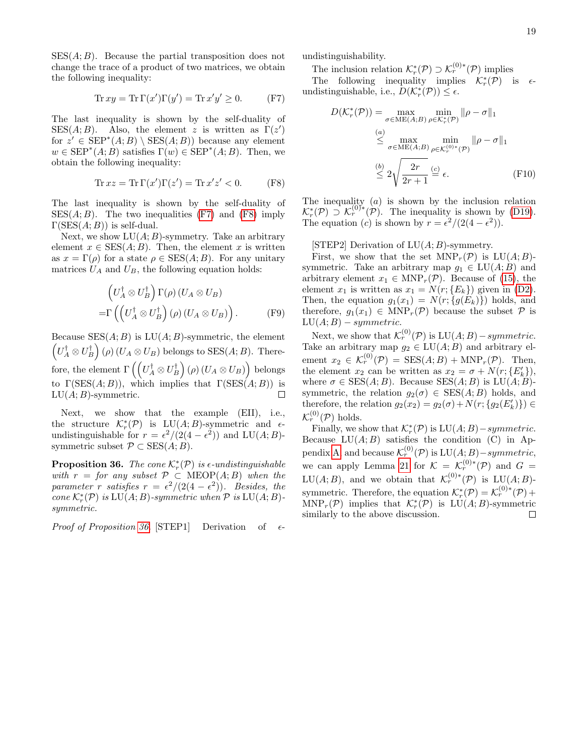$\mathrm{SES}(A;B)$. Because the partial transposition does not change the trace of a product of two matrices, we obtain the following inequality:

$$\operatorname{Tr} xy = \operatorname{Tr} \Gamma(x')\Gamma(y') = \operatorname{Tr} x'y' \geq 0. \tag{F7}$$

The last inequality is shown by the self-duality of $\mathrm{SES}(A;B)$. Also, the element $z$ is written as $\Gamma(z')$ for $z' \in \mathrm{SEP}^*(A;B) \setminus \mathrm{SES}(A;B))$ because any element $w \in \mathrm{SEP}^*(A;B)$ satisfies $\Gamma(w) \in \mathrm{SEP}^*(A;B)$. Then, we obtain the following inequality:

$$\operatorname{Tr} xz = \operatorname{Tr} \Gamma(x')\Gamma(z') = \operatorname{Tr} x'z' < 0. \tag{F8}$$

The last inequality is shown by the self-duality of $\mathrm{SES}(A;B)$. The two inequalities (F7) and (F8) imply $\Gamma(\mathrm{SES}(A;B))$ is self-dual.

Next, we show $\mathrm{LU}(A;B)$-symmetry. Take an arbitrary element $x \in \mathrm{SES}(A;B)$. Then, the element $x$ is written as $x = \Gamma(\rho)$ for a state $\rho \in \mathrm{SES}(A;B)$. For any unitary matrices $U_A$ and $U_B$, the following equation holds:

$$\begin{aligned}
&\left(U_A^\dagger \otimes U_B^\dagger\right) \Gamma(\rho) \left(U_A \otimes U_B\right) \\
=&\Gamma\left(\left(U_A^\dagger \otimes U_B^\dagger\right)(\rho)\left(U_A \otimes U_B\right)\right).
\end{aligned} \tag{F9}$$

Because $\mathrm{SES}(A;B)$ is $\mathrm{LU}(A;B)$-symmetric, the element $\left(U_A^\dagger \otimes U_B^\dagger\right)(\rho)\left(U_A \otimes U_B\right)$ belongs to $\mathrm{SES}(A;B)$. Therefore, the element $\Gamma\left(\left(U_A^\dagger \otimes U_B^\dagger\right)(\rho)\left(U_A \otimes U_B\right)\right)$ belongs to $\Gamma(\mathrm{SES}(A;B))$, which implies that $\Gamma(\mathrm{SES}(A;B))$ is $\mathrm{LU}(A;B)$-symmetric. □

Next, we show that the example (EII), i.e., the structure $\mathcal{K}_r^*(\mathcal{P})$ is $\mathrm{LU}(A;B)$-symmetric and $\epsilon$-undistinguishable for $r = \epsilon^2/(2(4-\epsilon^2))$ and $\mathrm{LU}(A;B)$-symmetric subset $\mathcal{P} \subset \mathrm{SES}(A;B)$.

**Proposition 36.** *The cone $\mathcal{K}_r^*(\mathcal{P})$ is $\epsilon$-undistinguishable with $r =$ for any subset $\mathcal{P} \subset \mathrm{MEOP}(A;B)$ when the parameter $r$ satisfies $r = \epsilon^2/(2(4-\epsilon^2))$. Besides, the cone $\mathcal{K}_r^*(\mathcal{P})$ is $\mathrm{LU}(A;B)$-symmetric when $\mathcal{P}$ is $\mathrm{LU}(A;B)$-symmetric.*

*Proof of Proposition 36.* [STEP1] Derivation of $\epsilon$-undistinguishability.

The inclusion relation $\mathcal{K}_r^*(\mathcal{P}) \supset \mathcal{K}_r^{(0)*}(\mathcal{P})$ implies

The following inequality implies $\mathcal{K}_r^*(\mathcal{P})$ is $\epsilon$-undistinguishable, i.e., $D(\mathcal{K}_r^*(\mathcal{P})) \leq \epsilon$.

$$\begin{aligned}
D(\mathcal{K}_r^*(\mathcal{P})) &= \max_{\sigma \in \mathrm{ME}(A;B)} \min_{\rho \in \mathcal{K}_r^*(\mathcal{P})} \|\rho - \sigma\|_1 \\
&\overset{(a)}{\leq} \max_{\sigma \in \mathrm{ME}(A;B)} \min_{\rho \in \mathcal{K}_r^{(0)*}(\mathcal{P})} \|\rho - \sigma\|_1 \\
&\overset{(b)}{\leq} 2\sqrt{\frac{2r}{2r+1}} \overset{(c)}{=} \epsilon.
\end{aligned} \tag{F10}$$

The inequality $(a)$ is shown by the inclusion relation $\mathcal{K}_r^*(\mathcal{P}) \supset \mathcal{K}_r^{(0)*}(\mathcal{P})$. The inequality is shown by (D19). The equation $(c)$ is shown by $r = \epsilon^2/(2(4-\epsilon^2))$.

[STEP2] Derivation of $\mathrm{LU}(A;B)$-symmetry.

First, we show that the set $\mathrm{MNP}_r(\mathcal{P})$ is $\mathrm{LU}(A;B)$-symmetric. Take an arbitrary map $g_1 \in \mathrm{LU}(A;B)$ and arbitrary element $x_1 \in \mathrm{MNP}_r(\mathcal{P})$. Because of (15), the element $x_1$ is written as $x_1 = N(r;\{E_k\})$ given in (D2). Then, the equation $g_1(x_1) = N(r;\{g(E_k)\})$ holds, and therefore, $g_1(x_1) \in \mathrm{MNP}_r(\mathcal{P})$ because the subset $\mathcal{P}$ is $\mathrm{LU}(A;B) - symmetric$.

Next, we show that $\mathcal{K}_r^{(0)}(\mathcal{P})$ is $\mathrm{LU}(A;B) - symmetric$. Take an arbitrary map $g_2 \in \mathrm{LU}(A;B)$ and arbitrary element $x_2 \in \mathcal{K}_r^{(0)}(\mathcal{P}) = \mathrm{SES}(A;B) + \mathrm{MNP}_r(\mathcal{P})$. Then, the element $x_2$ can be written as $x_2 = \sigma + N(r;\{E_k'\})$, where $\sigma \in \mathrm{SES}(A;B)$. Because $\mathrm{SES}(A;B)$ is $\mathrm{LU}(A;B)$-symmetric, the relation $g_2(\sigma) \in \mathrm{SES}(A;B)$ holds, and therefore, the relation $g_2(x_2) = g_2(\sigma) + N(r;\{g_2(E_k')\}) \in \mathcal{K}_r^{(0)}(\mathcal{P})$ holds.

Finally, we show that $\mathcal{K}_r^*(\mathcal{P})$ is $\mathrm{LU}(A;B) - symmetric$. Because $\mathrm{LU}(A;B)$ satisfies the condition (C) in Appendix A and because $\mathcal{K}_r^{(0)*}(\mathcal{P})$ is $\mathrm{LU}(A;B) - symmetric$, we can apply Lemma 21 for $\mathcal{K} = \mathcal{K}_r^{(0)*}(\mathcal{P})$ and $G = \mathrm{LU}(A;B)$, and we obtain that $\mathcal{K}_r^{(0)*}(\mathcal{P})$ is $\mathrm{LU}(A;B)$-symmetric. Therefore, the equation $\mathcal{K}_r^*(\mathcal{P}) = \mathcal{K}_r^{(0)*}(\mathcal{P}) + \mathrm{MNP}_r(\mathcal{P})$ implies that $\mathcal{K}_r^*(\mathcal{P})$ is $\mathrm{LU}(A;B)$-symmetric similarly to the above discussion. □